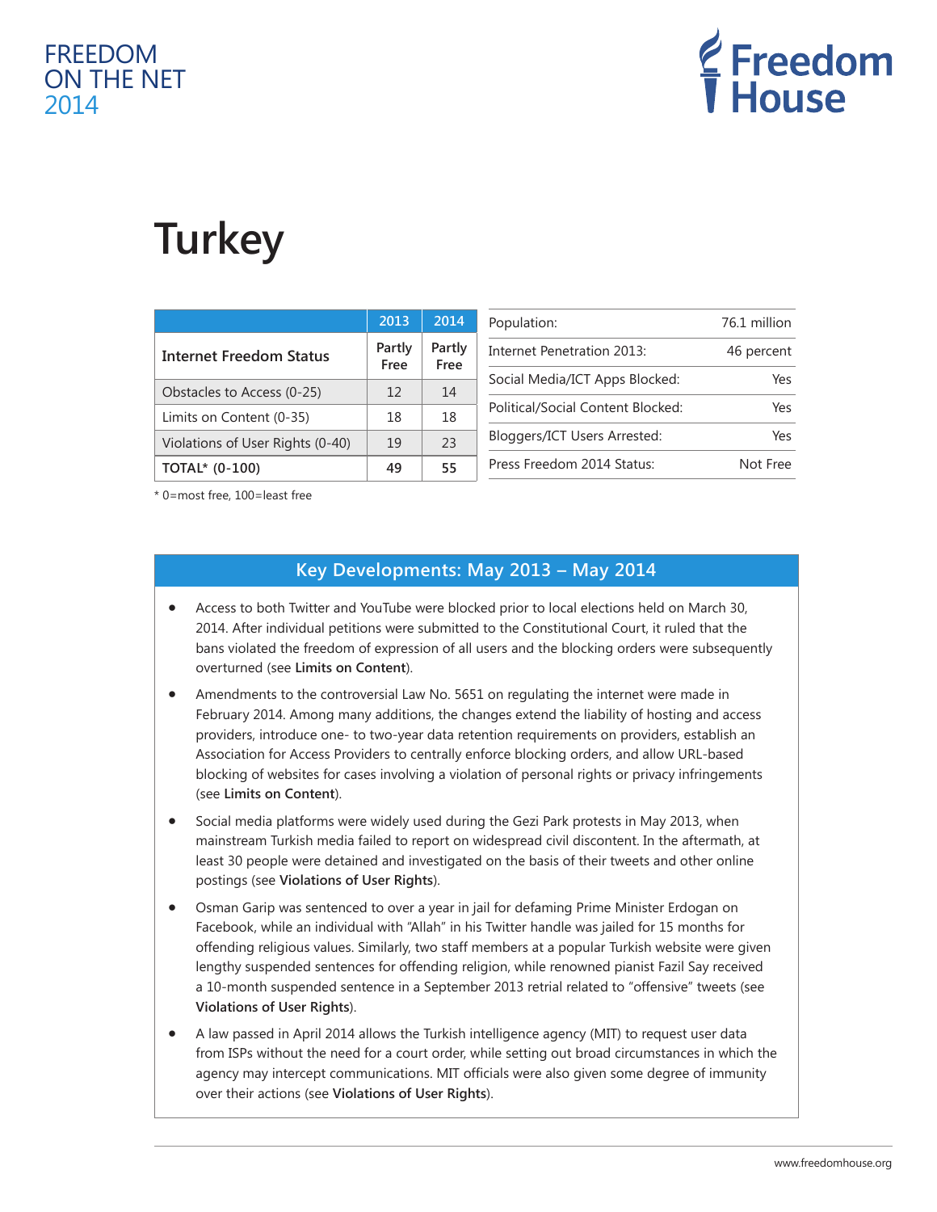FREEDOM ON THE NET 2014

Freedom House

# Turkey

| | 2013 | 2014 |
|---|---|---|
| **Internet Freedom Status** | Partly Free | Partly Free |
| Obstacles to Access (0-25) | 12 | 14 |
| Limits on Content (0-35) | 18 | 18 |
| Violations of User Rights (0-40) | 19 | 23 |
| **TOTAL\* (0-100)** | **49** | **55** |

\* 0=most free, 100=least free

| | |
|---|---|
| Population: | 76.1 million |
| Internet Penetration 2013: | 46 percent |
| Social Media/ICT Apps Blocked: | Yes |
| Political/Social Content Blocked: | Yes |
| Bloggers/ICT Users Arrested: | Yes |
| Press Freedom 2014 Status: | Not Free |

## Key Developments: May 2013 – May 2014

- Access to both Twitter and YouTube were blocked prior to local elections held on March 30, 2014. After individual petitions were submitted to the Constitutional Court, it ruled that the bans violated the freedom of expression of all users and the blocking orders were subsequently overturned (see **Limits on Content**).
- Amendments to the controversial Law No. 5651 on regulating the internet were made in February 2014. Among many additions, the changes extend the liability of hosting and access providers, introduce one- to two-year data retention requirements on providers, establish an Association for Access Providers to centrally enforce blocking orders, and allow URL-based blocking of websites for cases involving a violation of personal rights or privacy infringements (see **Limits on Content**).
- Social media platforms were widely used during the Gezi Park protests in May 2013, when mainstream Turkish media failed to report on widespread civil discontent. In the aftermath, at least 30 people were detained and investigated on the basis of their tweets and other online postings (see **Violations of User Rights**).
- Osman Garip was sentenced to over a year in jail for defaming Prime Minister Erdogan on Facebook, while an individual with "Allah" in his Twitter handle was jailed for 15 months for offending religious values. Similarly, two staff members at a popular Turkish website were given lengthy suspended sentences for offending religion, while renowned pianist Fazil Say received a 10-month suspended sentence in a September 2013 retrial related to "offensive" tweets (see **Violations of User Rights**).
- A law passed in April 2014 allows the Turkish intelligence agency (MIT) to request user data from ISPs without the need for a court order, while setting out broad circumstances in which the agency may intercept communications. MIT officials were also given some degree of immunity over their actions (see **Violations of User Rights**).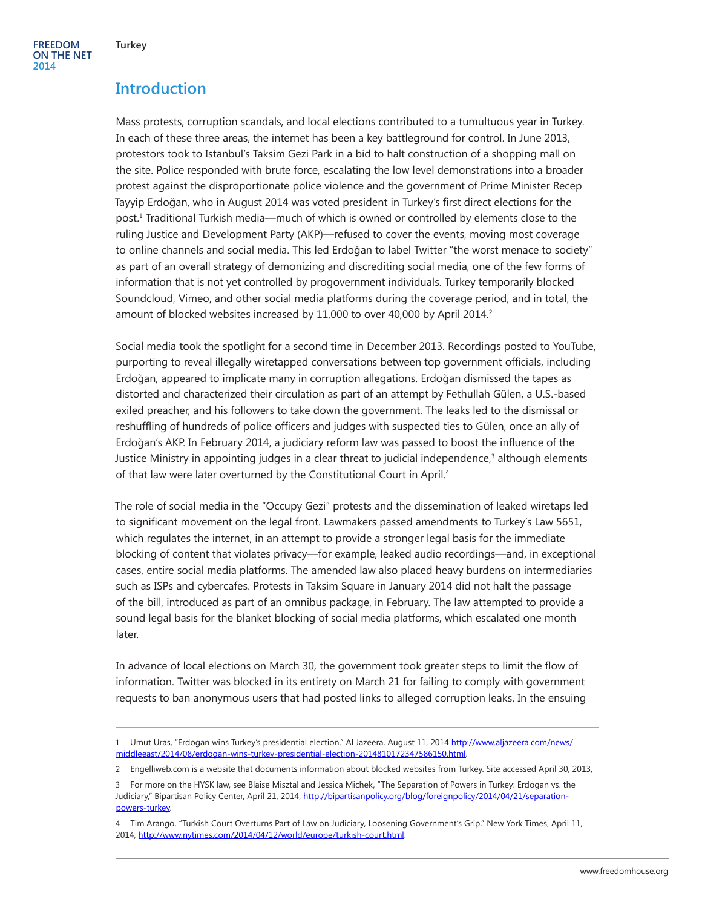## Introduction

Mass protests, corruption scandals, and local elections contributed to a tumultuous year in Turkey. In each of these three areas, the internet has been a key battleground for control. In June 2013, protestors took to Istanbul's Taksim Gezi Park in a bid to halt construction of a shopping mall on the site. Police responded with brute force, escalating the low level demonstrations into a broader protest against the disproportionate police violence and the government of Prime Minister Recep Tayyip Erdoğan, who in August 2014 was voted president in Turkey's first direct elections for the post.[1] Traditional Turkish media—much of which is owned or controlled by elements close to the ruling Justice and Development Party (AKP)—refused to cover the events, moving most coverage to online channels and social media. This led Erdoğan to label Twitter "the worst menace to society" as part of an overall strategy of demonizing and discrediting social media, one of the few forms of information that is not yet controlled by progovernment individuals. Turkey temporarily blocked Soundcloud, Vimeo, and other social media platforms during the coverage period, and in total, the amount of blocked websites increased by 11,000 to over 40,000 by April 2014.[2]

Social media took the spotlight for a second time in December 2013. Recordings posted to YouTube, purporting to reveal illegally wiretapped conversations between top government officials, including Erdoğan, appeared to implicate many in corruption allegations. Erdoğan dismissed the tapes as distorted and characterized their circulation as part of an attempt by Fethullah Gülen, a U.S.-based exiled preacher, and his followers to take down the government. The leaks led to the dismissal or reshuffling of hundreds of police officers and judges with suspected ties to Gülen, once an ally of Erdoğan's AKP. In February 2014, a judiciary reform law was passed to boost the influence of the Justice Ministry in appointing judges in a clear threat to judicial independence,[3] although elements of that law were later overturned by the Constitutional Court in April.[4]

The role of social media in the "Occupy Gezi" protests and the dissemination of leaked wiretaps led to significant movement on the legal front. Lawmakers passed amendments to Turkey's Law 5651, which regulates the internet, in an attempt to provide a stronger legal basis for the immediate blocking of content that violates privacy—for example, leaked audio recordings—and, in exceptional cases, entire social media platforms. The amended law also placed heavy burdens on intermediaries such as ISPs and cybercafes. Protests in Taksim Square in January 2014 did not halt the passage of the bill, introduced as part of an omnibus package, in February. The law attempted to provide a sound legal basis for the blanket blocking of social media platforms, which escalated one month later.

In advance of local elections on March 30, the government took greater steps to limit the flow of information. Twitter was blocked in its entirety on March 21 for failing to comply with government requests to ban anonymous users that had posted links to alleged corruption leaks. In the ensuing

---

1 Umut Uras, "Erdogan wins Turkey's presidential election," Al Jazeera, August 11, 2014 http://www.aljazeera.com/news/middleeast/2014/08/erdogan-wins-turkey-presidential-election-2014810172347586150.html.

2 Engelliweb.com is a website that documents information about blocked websites from Turkey. Site accessed April 30, 2013,

3 For more on the HYSK law, see Blaise Misztal and Jessica Michek, "The Separation of Powers in Turkey: Erdogan vs. the Judiciary," Bipartisan Policy Center, April 21, 2014, http://bipartisanpolicy.org/blog/foreignpolicy/2014/04/21/separation-powers-turkey.

4 Tim Arango, "Turkish Court Overturns Part of Law on Judiciary, Loosening Government's Grip," New York Times, April 11, 2014, http://www.nytimes.com/2014/04/12/world/europe/turkish-court.html.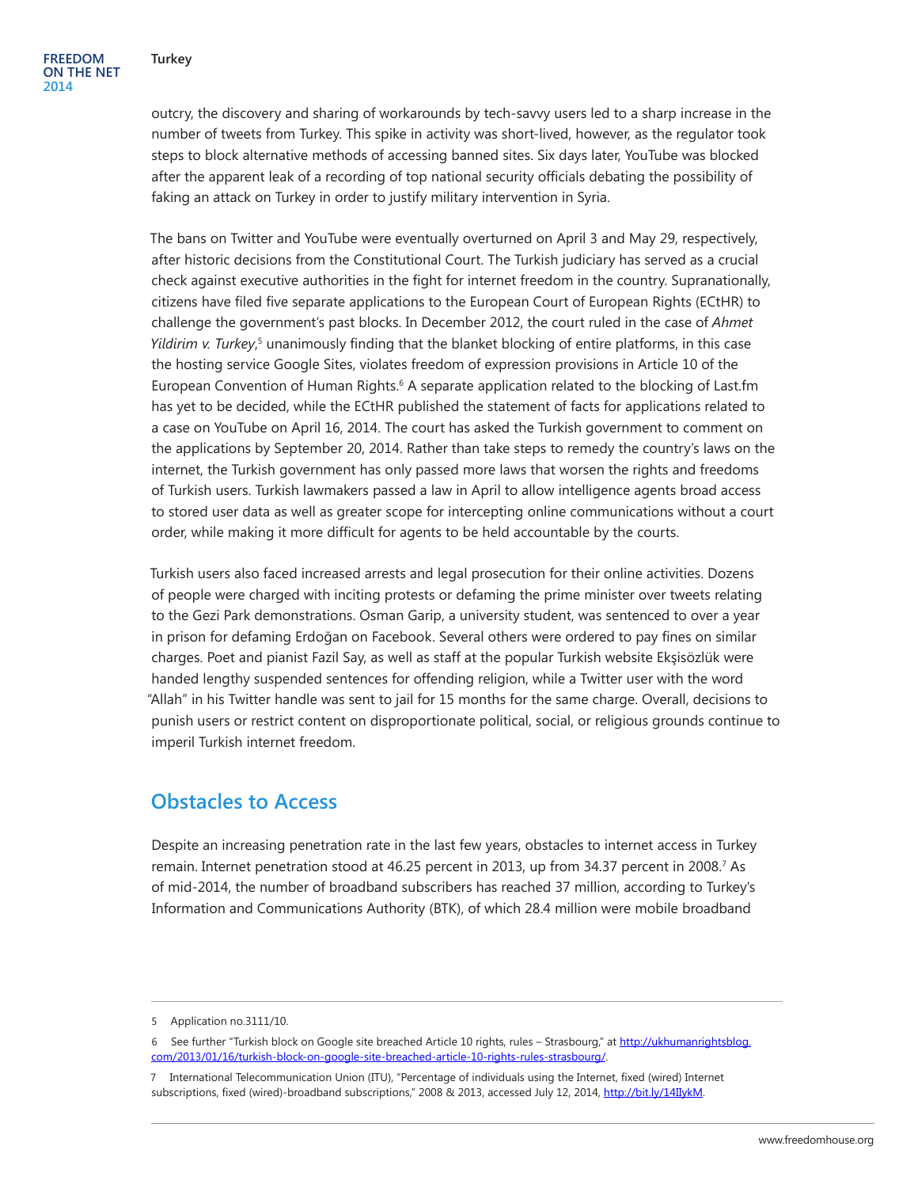outcry, the discovery and sharing of workarounds by tech-savvy users led to a sharp increase in the number of tweets from Turkey. This spike in activity was short-lived, however, as the regulator took steps to block alternative methods of accessing banned sites. Six days later, YouTube was blocked after the apparent leak of a recording of top national security officials debating the possibility of faking an attack on Turkey in order to justify military intervention in Syria.

The bans on Twitter and YouTube were eventually overturned on April 3 and May 29, respectively, after historic decisions from the Constitutional Court. The Turkish judiciary has served as a crucial check against executive authorities in the fight for internet freedom in the country. Supranationally, citizens have filed five separate applications to the European Court of European Rights (ECtHR) to challenge the government's past blocks. In December 2012, the court ruled in the case of *Ahmet Yildirim v. Turkey*,[5] unanimously finding that the blanket blocking of entire platforms, in this case the hosting service Google Sites, violates freedom of expression provisions in Article 10 of the European Convention of Human Rights.[6] A separate application related to the blocking of Last.fm has yet to be decided, while the ECtHR published the statement of facts for applications related to a case on YouTube on April 16, 2014. The court has asked the Turkish government to comment on the applications by September 20, 2014. Rather than take steps to remedy the country's laws on the internet, the Turkish government has only passed more laws that worsen the rights and freedoms of Turkish users. Turkish lawmakers passed a law in April to allow intelligence agents broad access to stored user data as well as greater scope for intercepting online communications without a court order, while making it more difficult for agents to be held accountable by the courts.

Turkish users also faced increased arrests and legal prosecution for their online activities. Dozens of people were charged with inciting protests or defaming the prime minister over tweets relating to the Gezi Park demonstrations. Osman Garip, a university student, was sentenced to over a year in prison for defaming Erdoğan on Facebook. Several others were ordered to pay fines on similar charges. Poet and pianist Fazil Say, as well as staff at the popular Turkish website Ekşisözlük were handed lengthy suspended sentences for offending religion, while a Twitter user with the word "Allah" in his Twitter handle was sent to jail for 15 months for the same charge. Overall, decisions to punish users or restrict content on disproportionate political, social, or religious grounds continue to imperil Turkish internet freedom.

## Obstacles to Access

Despite an increasing penetration rate in the last few years, obstacles to internet access in Turkey remain. Internet penetration stood at 46.25 percent in 2013, up from 34.37 percent in 2008.[7] As of mid-2014, the number of broadband subscribers has reached 37 million, according to Turkey's Information and Communications Authority (BTK), of which 28.4 million were mobile broadband

---

5 Application no.3111/10.

6 See further "Turkish block on Google site breached Article 10 rights, rules – Strasbourg," at http://ukhumanrightsblog.com/2013/01/16/turkish-block-on-google-site-breached-article-10-rights-rules-strasbourg/.

7 International Telecommunication Union (ITU), "Percentage of individuals using the Internet, fixed (wired) Internet subscriptions, fixed (wired)-broadband subscriptions," 2008 & 2013, accessed July 12, 2014, http://bit.ly/14IIykM.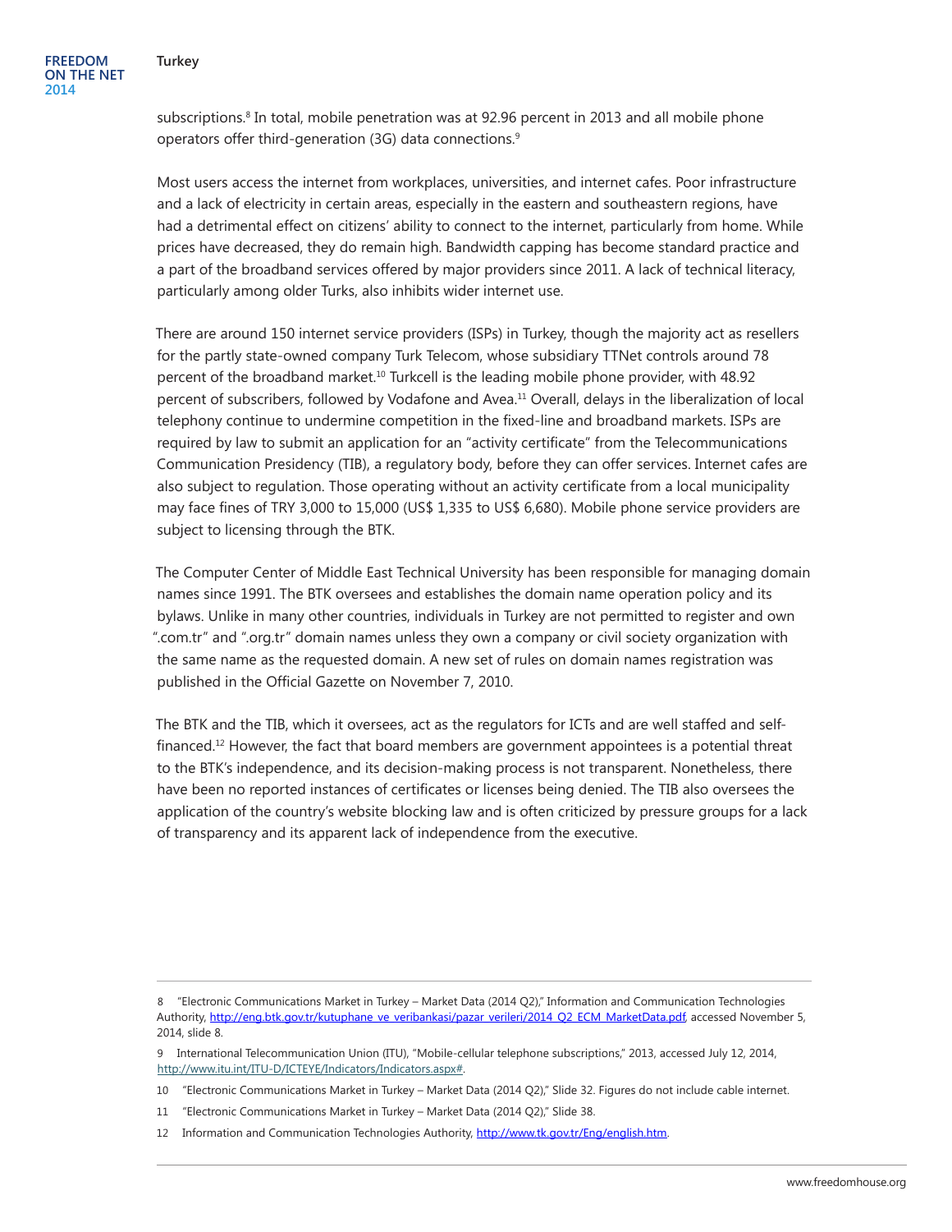subscriptions.[8] In total, mobile penetration was at 92.96 percent in 2013 and all mobile phone operators offer third-generation (3G) data connections.[9]

Most users access the internet from workplaces, universities, and internet cafes. Poor infrastructure and a lack of electricity in certain areas, especially in the eastern and southeastern regions, have had a detrimental effect on citizens' ability to connect to the internet, particularly from home. While prices have decreased, they do remain high. Bandwidth capping has become standard practice and a part of the broadband services offered by major providers since 2011. A lack of technical literacy, particularly among older Turks, also inhibits wider internet use.

There are around 150 internet service providers (ISPs) in Turkey, though the majority act as resellers for the partly state-owned company Turk Telecom, whose subsidiary TTNet controls around 78 percent of the broadband market.[10] Turkcell is the leading mobile phone provider, with 48.92 percent of subscribers, followed by Vodafone and Avea.[11] Overall, delays in the liberalization of local telephony continue to undermine competition in the fixed-line and broadband markets. ISPs are required by law to submit an application for an "activity certificate" from the Telecommunications Communication Presidency (TIB), a regulatory body, before they can offer services. Internet cafes are also subject to regulation. Those operating without an activity certificate from a local municipality may face fines of TRY 3,000 to 15,000 (US$ 1,335 to US$ 6,680). Mobile phone service providers are subject to licensing through the BTK.

The Computer Center of Middle East Technical University has been responsible for managing domain names since 1991. The BTK oversees and establishes the domain name operation policy and its bylaws. Unlike in many other countries, individuals in Turkey are not permitted to register and own ".com.tr" and ".org.tr" domain names unless they own a company or civil society organization with the same name as the requested domain. A new set of rules on domain names registration was published in the Official Gazette on November 7, 2010.

The BTK and the TIB, which it oversees, act as the regulators for ICTs and are well staffed and self-financed.[12] However, the fact that board members are government appointees is a potential threat to the BTK's independence, and its decision-making process is not transparent. Nonetheless, there have been no reported instances of certificates or licenses being denied. The TIB also oversees the application of the country's website blocking law and is often criticized by pressure groups for a lack of transparency and its apparent lack of independence from the executive.

---

8 "Electronic Communications Market in Turkey – Market Data (2014 Q2)," Information and Communication Technologies Authority, http://eng.btk.gov.tr/kutuphane_ve_veribankasi/pazar_verileri/2014_Q2_ECM_MarketData.pdf, accessed November 5, 2014, slide 8.

9 International Telecommunication Union (ITU), "Mobile-cellular telephone subscriptions," 2013, accessed July 12, 2014, http://www.itu.int/ITU-D/ICTEYE/Indicators/Indicators.aspx#.

10 "Electronic Communications Market in Turkey – Market Data (2014 Q2)," Slide 32. Figures do not include cable internet.

11 "Electronic Communications Market in Turkey – Market Data (2014 Q2)," Slide 38.

12 Information and Communication Technologies Authority, http://www.tk.gov.tr/Eng/english.htm.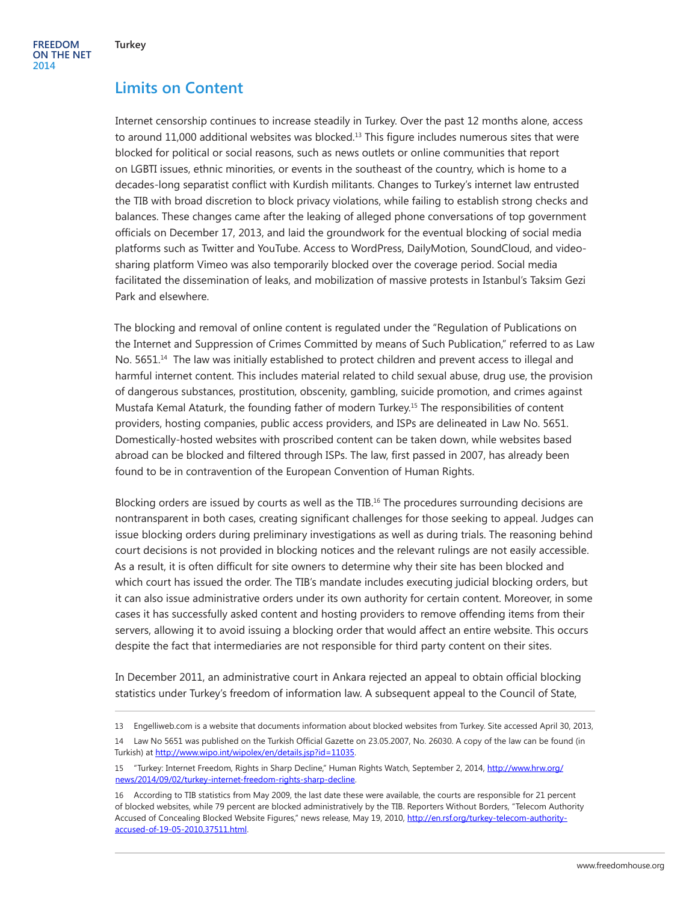## Limits on Content

Internet censorship continues to increase steadily in Turkey. Over the past 12 months alone, access to around 11,000 additional websites was blocked.[13] This figure includes numerous sites that were blocked for political or social reasons, such as news outlets or online communities that report on LGBTI issues, ethnic minorities, or events in the southeast of the country, which is home to a decades-long separatist conflict with Kurdish militants. Changes to Turkey's internet law entrusted the TIB with broad discretion to block privacy violations, while failing to establish strong checks and balances. These changes came after the leaking of alleged phone conversations of top government officials on December 17, 2013, and laid the groundwork for the eventual blocking of social media platforms such as Twitter and YouTube. Access to WordPress, DailyMotion, SoundCloud, and video-sharing platform Vimeo was also temporarily blocked over the coverage period. Social media facilitated the dissemination of leaks, and mobilization of massive protests in Istanbul's Taksim Gezi Park and elsewhere.

The blocking and removal of online content is regulated under the "Regulation of Publications on the Internet and Suppression of Crimes Committed by means of Such Publication," referred to as Law No. 5651.[14] The law was initially established to protect children and prevent access to illegal and harmful internet content. This includes material related to child sexual abuse, drug use, the provision of dangerous substances, prostitution, obscenity, gambling, suicide promotion, and crimes against Mustafa Kemal Ataturk, the founding father of modern Turkey.[15] The responsibilities of content providers, hosting companies, public access providers, and ISPs are delineated in Law No. 5651. Domestically-hosted websites with proscribed content can be taken down, while websites based abroad can be blocked and filtered through ISPs. The law, first passed in 2007, has already been found to be in contravention of the European Convention of Human Rights.

Blocking orders are issued by courts as well as the TIB.[16] The procedures surrounding decisions are nontransparent in both cases, creating significant challenges for those seeking to appeal. Judges can issue blocking orders during preliminary investigations as well as during trials. The reasoning behind court decisions is not provided in blocking notices and the relevant rulings are not easily accessible. As a result, it is often difficult for site owners to determine why their site has been blocked and which court has issued the order. The TIB's mandate includes executing judicial blocking orders, but it can also issue administrative orders under its own authority for certain content. Moreover, in some cases it has successfully asked content and hosting providers to remove offending items from their servers, allowing it to avoid issuing a blocking order that would affect an entire website. This occurs despite the fact that intermediaries are not responsible for third party content on their sites.

In December 2011, an administrative court in Ankara rejected an appeal to obtain official blocking statistics under Turkey's freedom of information law. A subsequent appeal to the Council of State,

---

13 Engelliweb.com is a website that documents information about blocked websites from Turkey. Site accessed April 30, 2013,

14 Law No 5651 was published on the Turkish Official Gazette on 23.05.2007, No. 26030. A copy of the law can be found (in Turkish) at http://www.wipo.int/wipolex/en/details.jsp?id=11035.

15 "Turkey: Internet Freedom, Rights in Sharp Decline," Human Rights Watch, September 2, 2014, http://www.hrw.org/news/2014/09/02/turkey-internet-freedom-rights-sharp-decline.

16 According to TIB statistics from May 2009, the last date these were available, the courts are responsible for 21 percent of blocked websites, while 79 percent are blocked administratively by the TIB. Reporters Without Borders, "Telecom Authority Accused of Concealing Blocked Website Figures," news release, May 19, 2010, http://en.rsf.org/turkey-telecom-authority-accused-of-19-05-2010,37511.html.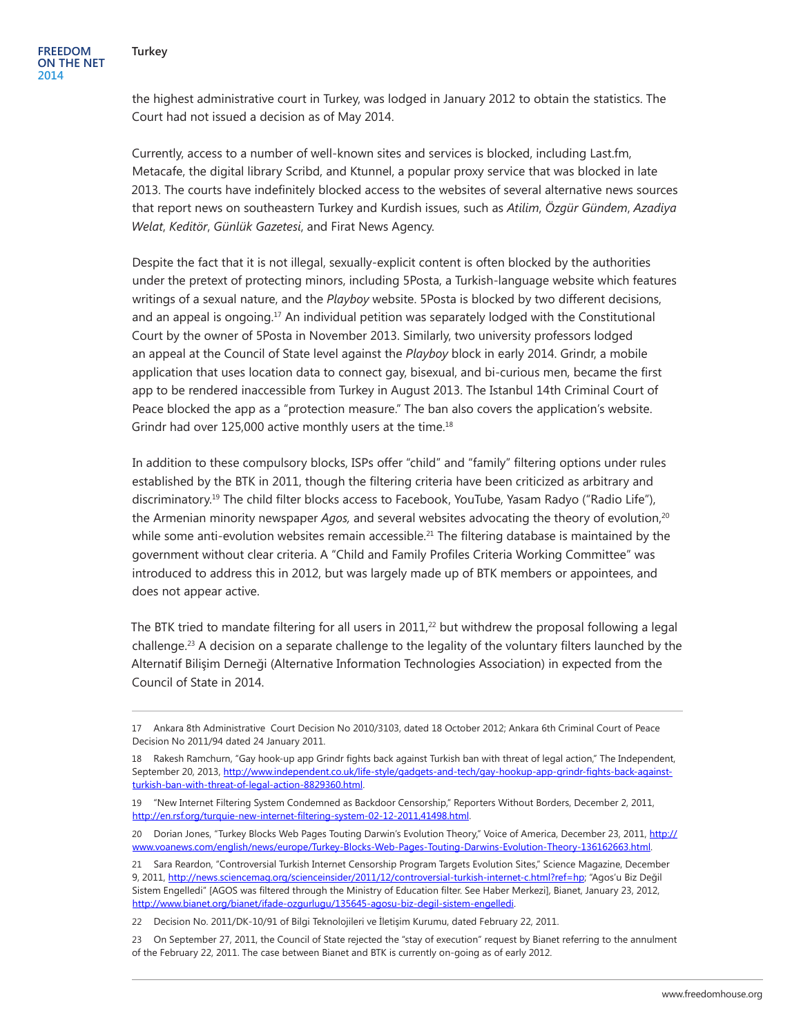the highest administrative court in Turkey, was lodged in January 2012 to obtain the statistics. The Court had not issued a decision as of May 2014.

Currently, access to a number of well-known sites and services is blocked, including Last.fm, Metacafe, the digital library Scribd, and Ktunnel, a popular proxy service that was blocked in late 2013. The courts have indefinitely blocked access to the websites of several alternative news sources that report news on southeastern Turkey and Kurdish issues, such as *Atilim*, *Özgür Gündem*, *Azadiya Welat*, *Keditör*, *Günlük Gazetesi*, and Firat News Agency.

Despite the fact that it is not illegal, sexually-explicit content is often blocked by the authorities under the pretext of protecting minors, including 5Posta, a Turkish-language website which features writings of a sexual nature, and the *Playboy* website. 5Posta is blocked by two different decisions, and an appeal is ongoing.[17] An individual petition was separately lodged with the Constitutional Court by the owner of 5Posta in November 2013. Similarly, two university professors lodged an appeal at the Council of State level against the *Playboy* block in early 2014. Grindr, a mobile application that uses location data to connect gay, bisexual, and bi-curious men, became the first app to be rendered inaccessible from Turkey in August 2013. The Istanbul 14th Criminal Court of Peace blocked the app as a "protection measure." The ban also covers the application's website. Grindr had over 125,000 active monthly users at the time.[18]

In addition to these compulsory blocks, ISPs offer "child" and "family" filtering options under rules established by the BTK in 2011, though the filtering criteria have been criticized as arbitrary and discriminatory.[19] The child filter blocks access to Facebook, YouTube, Yasam Radyo ("Radio Life"), the Armenian minority newspaper *Agos,* and several websites advocating the theory of evolution,[20] while some anti-evolution websites remain accessible.[21] The filtering database is maintained by the government without clear criteria. A "Child and Family Profiles Criteria Working Committee" was introduced to address this in 2012, but was largely made up of BTK members or appointees, and does not appear active.

The BTK tried to mandate filtering for all users in 2011,[22] but withdrew the proposal following a legal challenge.[23] A decision on a separate challenge to the legality of the voluntary filters launched by the Alternatif Bilişim Derneği (Alternative Information Technologies Association) in expected from the Council of State in 2014.

---

17 Ankara 8th Administrative Court Decision No 2010/3103, dated 18 October 2012; Ankara 6th Criminal Court of Peace Decision No 2011/94 dated 24 January 2011.

18 Rakesh Ramchurn, "Gay hook-up app Grindr fights back against Turkish ban with threat of legal action," The Independent, September 20, 2013, http://www.independent.co.uk/life-style/gadgets-and-tech/gay-hookup-app-grindr-fights-back-against-turkish-ban-with-threat-of-legal-action-8829360.html.

19 "New Internet Filtering System Condemned as Backdoor Censorship," Reporters Without Borders, December 2, 2011, http://en.rsf.org/turquie-new-internet-filtering-system-02-12-2011,41498.html.

20 Dorian Jones, "Turkey Blocks Web Pages Touting Darwin's Evolution Theory," Voice of America, December 23, 2011, http://www.voanews.com/english/news/europe/Turkey-Blocks-Web-Pages-Touting-Darwins-Evolution-Theory-136162663.html.

21 Sara Reardon, "Controversial Turkish Internet Censorship Program Targets Evolution Sites," Science Magazine, December 9, 2011, http://news.sciencemag.org/scienceinsider/2011/12/controversial-turkish-internet-c.html?ref=hp; "Agos'u Biz Değil Sistem Engelledi" [AGOS was filtered through the Ministry of Education filter. See Haber Merkezi], Bianet, January 23, 2012, http://www.bianet.org/bianet/ifade-ozgurlugu/135645-agosu-biz-degil-sistem-engelledi.

22 Decision No. 2011/DK-10/91 of Bilgi Teknolojileri ve İletişim Kurumu, dated February 22, 2011.

23 On September 27, 2011, the Council of State rejected the "stay of execution" request by Bianet referring to the annulment of the February 22, 2011. The case between Bianet and BTK is currently on-going as of early 2012.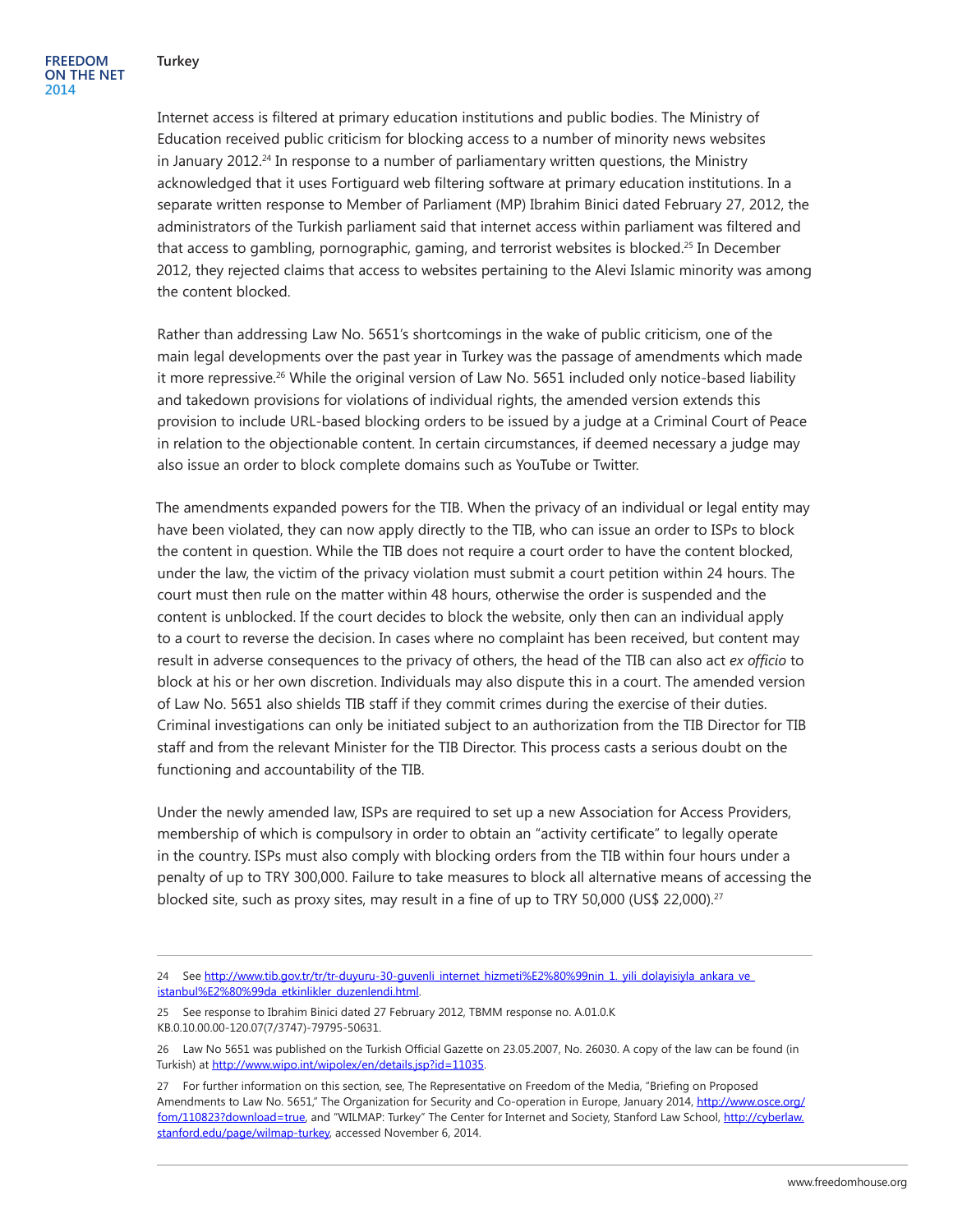Internet access is filtered at primary education institutions and public bodies. The Ministry of Education received public criticism for blocking access to a number of minority news websites in January 2012.[24] In response to a number of parliamentary written questions, the Ministry acknowledged that it uses Fortiguard web filtering software at primary education institutions. In a separate written response to Member of Parliament (MP) Ibrahim Binici dated February 27, 2012, the administrators of the Turkish parliament said that internet access within parliament was filtered and that access to gambling, pornographic, gaming, and terrorist websites is blocked.[25] In December 2012, they rejected claims that access to websites pertaining to the Alevi Islamic minority was among the content blocked.

Rather than addressing Law No. 5651's shortcomings in the wake of public criticism, one of the main legal developments over the past year in Turkey was the passage of amendments which made it more repressive.[26] While the original version of Law No. 5651 included only notice-based liability and takedown provisions for violations of individual rights, the amended version extends this provision to include URL-based blocking orders to be issued by a judge at a Criminal Court of Peace in relation to the objectionable content. In certain circumstances, if deemed necessary a judge may also issue an order to block complete domains such as YouTube or Twitter.

The amendments expanded powers for the TIB. When the privacy of an individual or legal entity may have been violated, they can now apply directly to the TIB, who can issue an order to ISPs to block the content in question. While the TIB does not require a court order to have the content blocked, under the law, the victim of the privacy violation must submit a court petition within 24 hours. The court must then rule on the matter within 48 hours, otherwise the order is suspended and the content is unblocked. If the court decides to block the website, only then can an individual apply to a court to reverse the decision. In cases where no complaint has been received, but content may result in adverse consequences to the privacy of others, the head of the TIB can also act *ex officio* to block at his or her own discretion. Individuals may also dispute this in a court. The amended version of Law No. 5651 also shields TIB staff if they commit crimes during the exercise of their duties. Criminal investigations can only be initiated subject to an authorization from the TIB Director for TIB staff and from the relevant Minister for the TIB Director. This process casts a serious doubt on the functioning and accountability of the TIB.

Under the newly amended law, ISPs are required to set up a new Association for Access Providers, membership of which is compulsory in order to obtain an "activity certificate" to legally operate in the country. ISPs must also comply with blocking orders from the TIB within four hours under a penalty of up to TRY 300,000. Failure to take measures to block all alternative means of accessing the blocked site, such as proxy sites, may result in a fine of up to TRY 50,000 (US$ 22,000).[27]

---

24 See http://www.tib.gov.tr/tr/tr-duyuru-30-guvenli_internet_hizmeti%E2%80%99nin_1._yili_dolayisiyla_ankara_ve_istanbul%E2%80%99da_etkinlikler_duzenlendi.html.

25 See response to Ibrahim Binici dated 27 February 2012, TBMM response no. A.01.0.K KB.0.10.00.00-120.07(7/3747)-79795-50631.

26 Law No 5651 was published on the Turkish Official Gazette on 23.05.2007, No. 26030. A copy of the law can be found (in Turkish) at http://www.wipo.int/wipolex/en/details.jsp?id=11035.

27 For further information on this section, see, The Representative on Freedom of the Media, "Briefing on Proposed Amendments to Law No. 5651," The Organization for Security and Co-operation in Europe, January 2014, http://www.osce.org/fom/110823?download=true, and "WILMAP: Turkey" The Center for Internet and Society, Stanford Law School, http://cyberlaw.stanford.edu/page/wilmap-turkey, accessed November 6, 2014.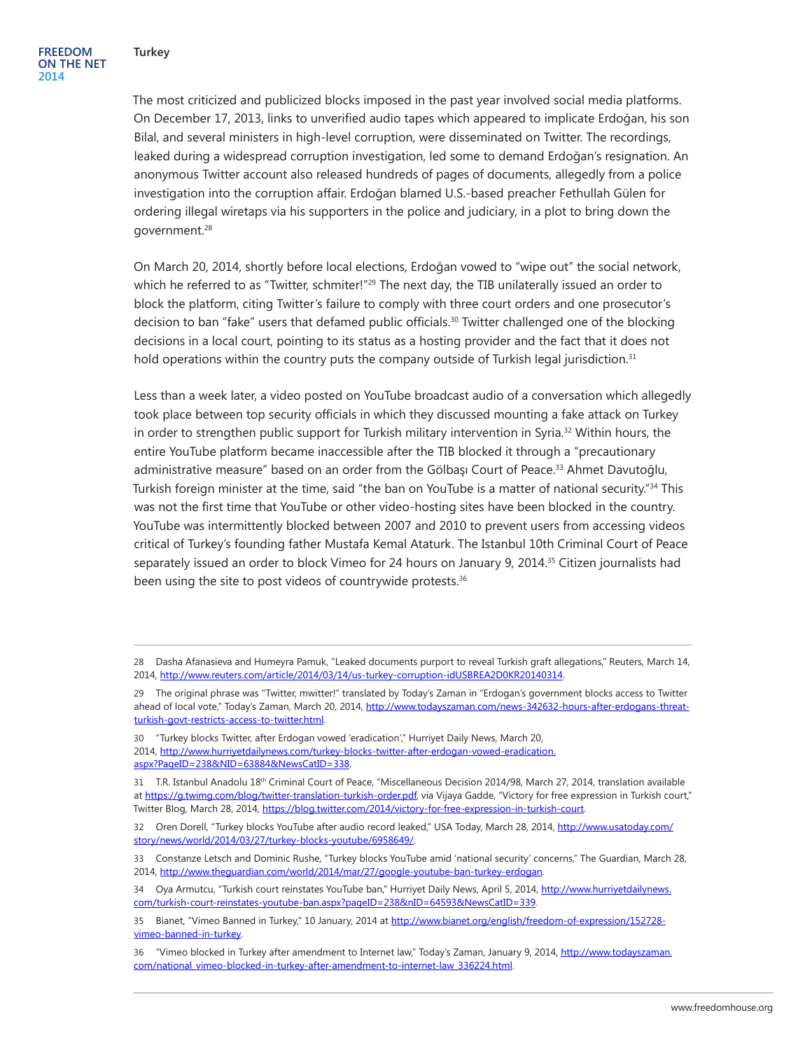The most criticized and publicized blocks imposed in the past year involved social media platforms. On December 17, 2013, links to unverified audio tapes which appeared to implicate Erdoğan, his son Bilal, and several ministers in high-level corruption, were disseminated on Twitter. The recordings, leaked during a widespread corruption investigation, led some to demand Erdoğan's resignation. An anonymous Twitter account also released hundreds of pages of documents, allegedly from a police investigation into the corruption affair. Erdoğan blamed U.S.-based preacher Fethullah Gülen for ordering illegal wiretaps via his supporters in the police and judiciary, in a plot to bring down the government.[28]

On March 20, 2014, shortly before local elections, Erdoğan vowed to "wipe out" the social network, which he referred to as "Twitter, schmiter!"[29] The next day, the TIB unilaterally issued an order to block the platform, citing Twitter's failure to comply with three court orders and one prosecutor's decision to ban "fake" users that defamed public officials.[30] Twitter challenged one of the blocking decisions in a local court, pointing to its status as a hosting provider and the fact that it does not hold operations within the country puts the company outside of Turkish legal jurisdiction.[31]

Less than a week later, a video posted on YouTube broadcast audio of a conversation which allegedly took place between top security officials in which they discussed mounting a fake attack on Turkey in order to strengthen public support for Turkish military intervention in Syria.[32] Within hours, the entire YouTube platform became inaccessible after the TIB blocked it through a "precautionary administrative measure" based on an order from the Gölbaşı Court of Peace.[33] Ahmet Davutoğlu, Turkish foreign minister at the time, said "the ban on YouTube is a matter of national security."[34] This was not the first time that YouTube or other video-hosting sites have been blocked in the country. YouTube was intermittently blocked between 2007 and 2010 to prevent users from accessing videos critical of Turkey's founding father Mustafa Kemal Ataturk. The Istanbul 10th Criminal Court of Peace separately issued an order to block Vimeo for 24 hours on January 9, 2014.[35] Citizen journalists had been using the site to post videos of countrywide protests.[36]

---

28 Dasha Afanasieva and Humeyra Pamuk, "Leaked documents purport to reveal Turkish graft allegations," Reuters, March 14, 2014, http://www.reuters.com/article/2014/03/14/us-turkey-corruption-idUSBREA2D0KR20140314.

29 The original phrase was "Twitter, mwitter!" translated by Today's Zaman in "Erdogan's government blocks access to Twitter ahead of local vote," Today's Zaman, March 20, 2014, http://www.todayszaman.com/news-342632-hours-after-erdogans-threat-turkish-govt-restricts-access-to-twitter.html.

30 "Turkey blocks Twitter, after Erdogan vowed 'eradication'," Hurriyet Daily News, March 20, 2014, http://www.hurriyetdailynews.com/turkey-blocks-twitter-after-erdogan-vowed-eradication.aspx?PageID=238&NID=63884&NewsCatID=338.

31 T.R. Istanbul Anadolu 18th Criminal Court of Peace, "Miscellaneous Decision 2014/98, March 27, 2014, translation available at https://g.twimg.com/blog/twitter-translation-turkish-order.pdf, via Vijaya Gadde, "Victory for free expression in Turkish court," Twitter Blog, March 28, 2014, https://blog.twitter.com/2014/victory-for-free-expression-in-turkish-court.

32 Oren Dorell, "Turkey blocks YouTube after audio record leaked," USA Today, March 28, 2014, http://www.usatoday.com/story/news/world/2014/03/27/turkey-blocks-youtube/6958649/.

33 Constanze Letsch and Dominic Rushe, "Turkey blocks YouTube amid 'national security' concerns," The Guardian, March 28, 2014, http://www.theguardian.com/world/2014/mar/27/google-youtube-ban-turkey-erdogan.

34 Oya Armutcu, "Turkish court reinstates YouTube ban," Hurriyet Daily News, April 5, 2014, http://www.hurriyetdailynews.com/turkish-court-reinstates-youtube-ban.aspx?pageID=238&nID=64593&NewsCatID=339.

35 Bianet, "Vimeo Banned in Turkey," 10 January, 2014 at http://www.bianet.org/english/freedom-of-expression/152728-vimeo-banned-in-turkey.

36 "Vimeo blocked in Turkey after amendment to Internet law," Today's Zaman, January 9, 2014, http://www.todayszaman.com/national_vimeo-blocked-in-turkey-after-amendment-to-internet-law_336224.html.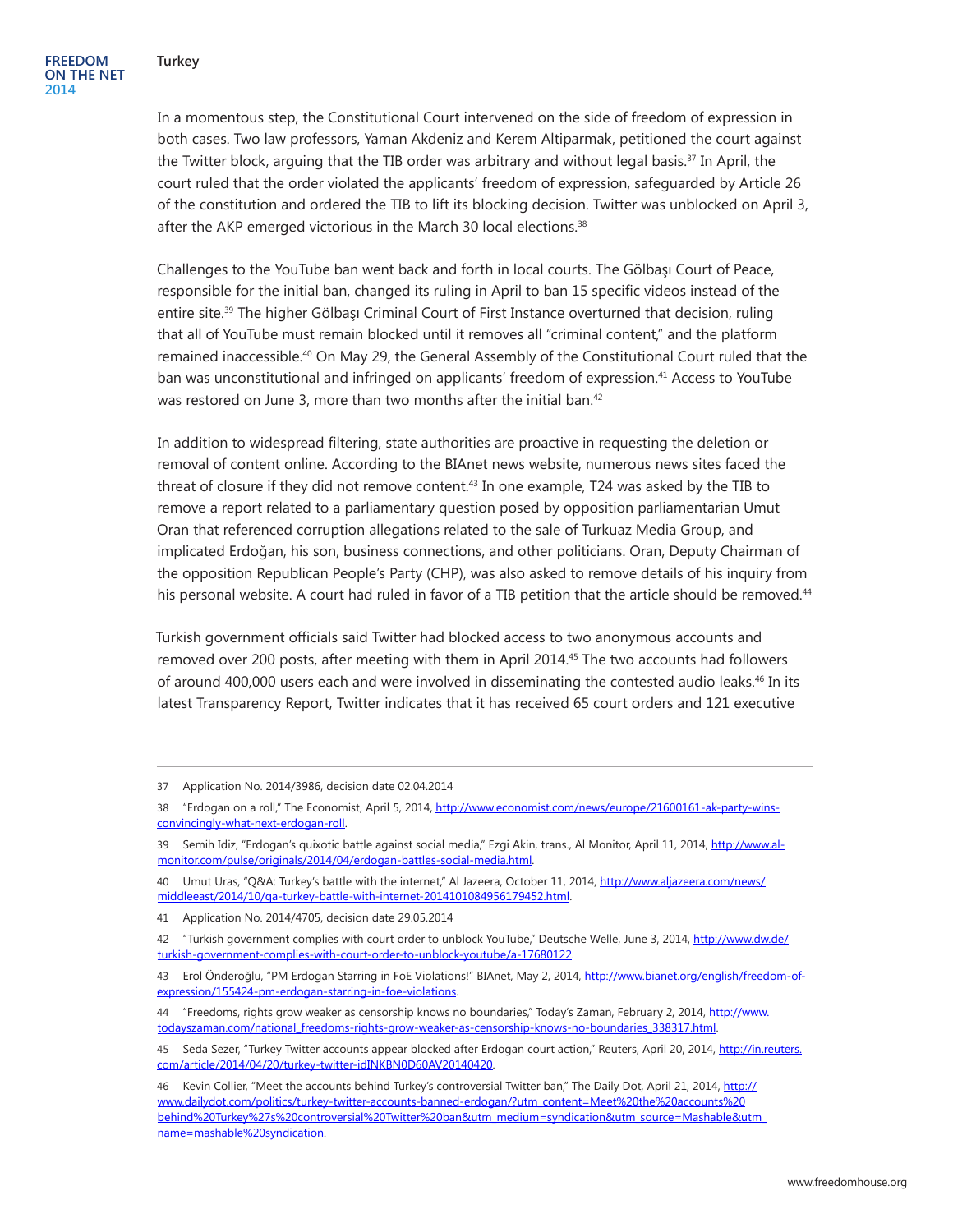In a momentous step, the Constitutional Court intervened on the side of freedom of expression in both cases. Two law professors, Yaman Akdeniz and Kerem Altiparmak, petitioned the court against the Twitter block, arguing that the TIB order was arbitrary and without legal basis.[37] In April, the court ruled that the order violated the applicants' freedom of expression, safeguarded by Article 26 of the constitution and ordered the TIB to lift its blocking decision. Twitter was unblocked on April 3, after the AKP emerged victorious in the March 30 local elections.[38]

Challenges to the YouTube ban went back and forth in local courts. The Gölbaşı Court of Peace, responsible for the initial ban, changed its ruling in April to ban 15 specific videos instead of the entire site.[39] The higher Gölbaşı Criminal Court of First Instance overturned that decision, ruling that all of YouTube must remain blocked until it removes all "criminal content," and the platform remained inaccessible.[40] On May 29, the General Assembly of the Constitutional Court ruled that the ban was unconstitutional and infringed on applicants' freedom of expression.[41] Access to YouTube was restored on June 3, more than two months after the initial ban.[42]

In addition to widespread filtering, state authorities are proactive in requesting the deletion or removal of content online. According to the BIAnet news website, numerous news sites faced the threat of closure if they did not remove content.[43] In one example, T24 was asked by the TIB to remove a report related to a parliamentary question posed by opposition parliamentarian Umut Oran that referenced corruption allegations related to the sale of Turkuaz Media Group, and implicated Erdoğan, his son, business connections, and other politicians. Oran, Deputy Chairman of the opposition Republican People's Party (CHP), was also asked to remove details of his inquiry from his personal website. A court had ruled in favor of a TIB petition that the article should be removed.[44]

Turkish government officials said Twitter had blocked access to two anonymous accounts and removed over 200 posts, after meeting with them in April 2014.[45] The two accounts had followers of around 400,000 users each and were involved in disseminating the contested audio leaks.[46] In its latest Transparency Report, Twitter indicates that it has received 65 court orders and 121 executive

---

37 Application No. 2014/3986, decision date 02.04.2014

38 "Erdogan on a roll," The Economist, April 5, 2014, http://www.economist.com/news/europe/21600161-ak-party-wins-convincingly-what-next-erdogan-roll.

39 Semih Idiz, "Erdogan's quixotic battle against social media," Ezgi Akin, trans., Al Monitor, April 11, 2014, http://www.al-monitor.com/pulse/originals/2014/04/erdogan-battles-social-media.html.

40 Umut Uras, "Q&A: Turkey's battle with the internet," Al Jazeera, October 11, 2014, http://www.aljazeera.com/news/middleeast/2014/10/qa-turkey-battle-with-internet-2014101084956179452.html.

41 Application No. 2014/4705, decision date 29.05.2014

42 "Turkish government complies with court order to unblock YouTube," Deutsche Welle, June 3, 2014, http://www.dw.de/turkish-government-complies-with-court-order-to-unblock-youtube/a-17680122.

43 Erol Önderoğlu, "PM Erdogan Starring in FoE Violations!" BIAnet, May 2, 2014, http://www.bianet.org/english/freedom-of-expression/155424-pm-erdogan-starring-in-foe-violations.

44 "Freedoms, rights grow weaker as censorship knows no boundaries," Today's Zaman, February 2, 2014, http://www.todayszaman.com/national_freedoms-rights-grow-weaker-as-censorship-knows-no-boundaries_338317.html.

45 Seda Sezer, "Turkey Twitter accounts appear blocked after Erdogan court action," Reuters, April 20, 2014, http://in.reuters.com/article/2014/04/20/turkey-twitter-idINKBN0D60AV20140420.

46 Kevin Collier, "Meet the accounts behind Turkey's controversial Twitter ban," The Daily Dot, April 21, 2014, http://www.dailydot.com/politics/turkey-twitter-accounts-banned-erdogan/?utm_content=Meet%20the%20accounts%20behind%20Turkey%27s%20controversial%20Twitter%20ban&utm_medium=syndication&utm_source=Mashable&utm_name=mashable%20syndication.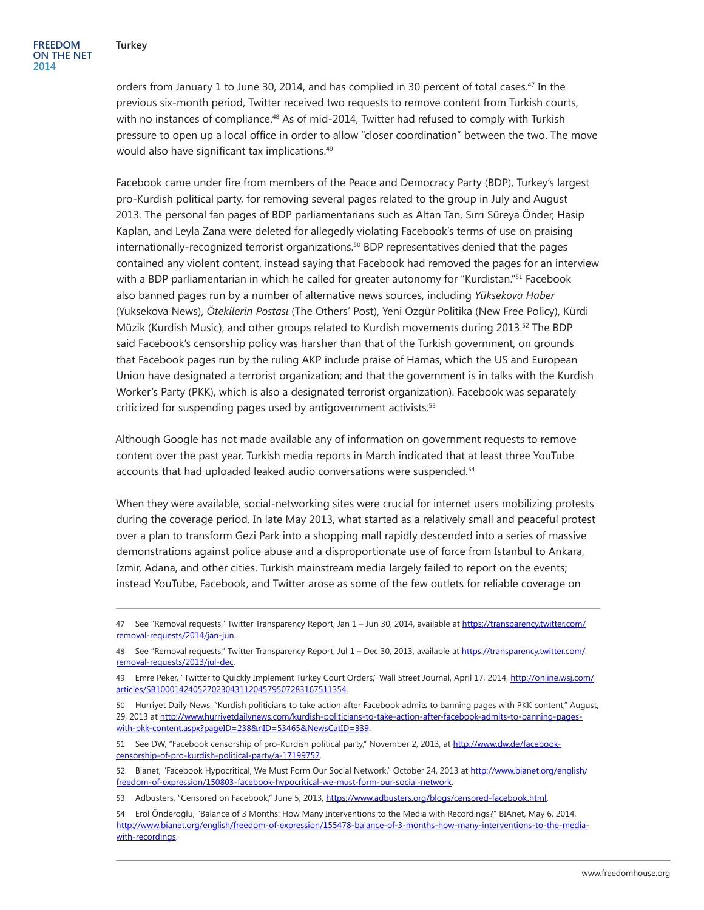orders from January 1 to June 30, 2014, and has complied in 30 percent of total cases.[47] In the previous six-month period, Twitter received two requests to remove content from Turkish courts, with no instances of compliance.[48] As of mid-2014, Twitter had refused to comply with Turkish pressure to open up a local office in order to allow "closer coordination" between the two. The move would also have significant tax implications.[49]

Facebook came under fire from members of the Peace and Democracy Party (BDP), Turkey's largest pro-Kurdish political party, for removing several pages related to the group in July and August 2013. The personal fan pages of BDP parliamentarians such as Altan Tan, Sırrı Süreya Önder, Hasip Kaplan, and Leyla Zana were deleted for allegedly violating Facebook's terms of use on praising internationally-recognized terrorist organizations.[50] BDP representatives denied that the pages contained any violent content, instead saying that Facebook had removed the pages for an interview with a BDP parliamentarian in which he called for greater autonomy for "Kurdistan."[51] Facebook also banned pages run by a number of alternative news sources, including *Yüksekova Haber* (Yuksekova News), *Ötekilerin Postası* (The Others' Post), Yeni Özgür Politika (New Free Policy), Kürdi Müzik (Kurdish Music), and other groups related to Kurdish movements during 2013.[52] The BDP said Facebook's censorship policy was harsher than that of the Turkish government, on grounds that Facebook pages run by the ruling AKP include praise of Hamas, which the US and European Union have designated a terrorist organization; and that the government is in talks with the Kurdish Worker's Party (PKK), which is also a designated terrorist organization). Facebook was separately criticized for suspending pages used by antigovernment activists.[53]

Although Google has not made available any of information on government requests to remove content over the past year, Turkish media reports in March indicated that at least three YouTube accounts that had uploaded leaked audio conversations were suspended.[54]

When they were available, social-networking sites were crucial for internet users mobilizing protests during the coverage period. In late May 2013, what started as a relatively small and peaceful protest over a plan to transform Gezi Park into a shopping mall rapidly descended into a series of massive demonstrations against police abuse and a disproportionate use of force from Istanbul to Ankara, Izmir, Adana, and other cities. Turkish mainstream media largely failed to report on the events; instead YouTube, Facebook, and Twitter arose as some of the few outlets for reliable coverage on

---

47 See "Removal requests," Twitter Transparency Report, Jan 1 – Jun 30, 2014, available at https://transparency.twitter.com/removal-requests/2014/jan-jun.

48 See "Removal requests," Twitter Transparency Report, Jul 1 – Dec 30, 2013, available at https://transparency.twitter.com/removal-requests/2013/jul-dec.

49 Emre Peker, "Twitter to Quickly Implement Turkey Court Orders," Wall Street Journal, April 17, 2014, http://online.wsj.com/articles/SB10001424052702304311204579507283167511354.

50 Hurriyet Daily News, "Kurdish politicians to take action after Facebook admits to banning pages with PKK content," August, 29, 2013 at http://www.hurriyetdailynews.com/kurdish-politicians-to-take-action-after-facebook-admits-to-banning-pages-with-pkk-content.aspx?pageID=238&nID=53465&NewsCatID=339.

51 See DW, "Facebook censorship of pro-Kurdish political party," November 2, 2013, at http://www.dw.de/facebook-censorship-of-pro-kurdish-political-party/a-17199752.

52 Bianet, "Facebook Hypocritical, We Must Form Our Social Network," October 24, 2013 at http://www.bianet.org/english/freedom-of-expression/150803-facebook-hypocritical-we-must-form-our-social-network.

53 Adbusters, "Censored on Facebook," June 5, 2013, https://www.adbusters.org/blogs/censored-facebook.html.

54 Erol Önderoğlu, "Balance of 3 Months: How Many Interventions to the Media with Recordings?" BIAnet, May 6, 2014, http://www.bianet.org/english/freedom-of-expression/155478-balance-of-3-months-how-many-interventions-to-the-media-with-recordings.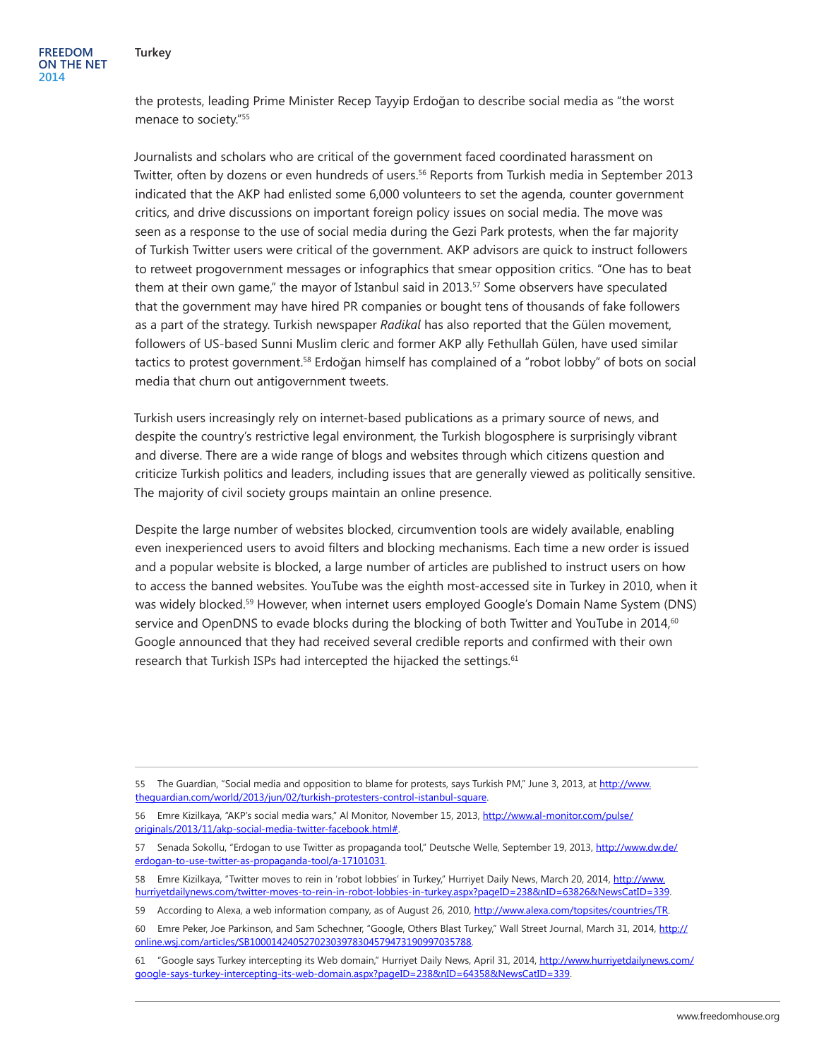the protests, leading Prime Minister Recep Tayyip Erdoğan to describe social media as "the worst menace to society."[55]

Journalists and scholars who are critical of the government faced coordinated harassment on Twitter, often by dozens or even hundreds of users.[56] Reports from Turkish media in September 2013 indicated that the AKP had enlisted some 6,000 volunteers to set the agenda, counter government critics, and drive discussions on important foreign policy issues on social media. The move was seen as a response to the use of social media during the Gezi Park protests, when the far majority of Turkish Twitter users were critical of the government. AKP advisors are quick to instruct followers to retweet progovernment messages or infographics that smear opposition critics. "One has to beat them at their own game," the mayor of Istanbul said in 2013.[57] Some observers have speculated that the government may have hired PR companies or bought tens of thousands of fake followers as a part of the strategy. Turkish newspaper *Radikal* has also reported that the Gülen movement, followers of US-based Sunni Muslim cleric and former AKP ally Fethullah Gülen, have used similar tactics to protest government.[58] Erdoğan himself has complained of a "robot lobby" of bots on social media that churn out antigovernment tweets.

Turkish users increasingly rely on internet-based publications as a primary source of news, and despite the country's restrictive legal environment, the Turkish blogosphere is surprisingly vibrant and diverse. There are a wide range of blogs and websites through which citizens question and criticize Turkish politics and leaders, including issues that are generally viewed as politically sensitive. The majority of civil society groups maintain an online presence.

Despite the large number of websites blocked, circumvention tools are widely available, enabling even inexperienced users to avoid filters and blocking mechanisms. Each time a new order is issued and a popular website is blocked, a large number of articles are published to instruct users on how to access the banned websites. YouTube was the eighth most-accessed site in Turkey in 2010, when it was widely blocked.[59] However, when internet users employed Google's Domain Name System (DNS) service and OpenDNS to evade blocks during the blocking of both Twitter and YouTube in 2014,[60] Google announced that they had received several credible reports and confirmed with their own research that Turkish ISPs had intercepted the hijacked the settings.[61]

---

55 The Guardian, "Social media and opposition to blame for protests, says Turkish PM," June 3, 2013, at http://www.theguardian.com/world/2013/jun/02/turkish-protesters-control-istanbul-square.

56 Emre Kizilkaya, "AKP's social media wars," Al Monitor, November 15, 2013, http://www.al-monitor.com/pulse/originals/2013/11/akp-social-media-twitter-facebook.html#.

57 Senada Sokollu, "Erdogan to use Twitter as propaganda tool," Deutsche Welle, September 19, 2013, http://www.dw.de/erdogan-to-use-twitter-as-propaganda-tool/a-17101031.

58 Emre Kizilkaya, "Twitter moves to rein in 'robot lobbies' in Turkey," Hurriyet Daily News, March 20, 2014, http://www.hurriyetdailynews.com/twitter-moves-to-rein-in-robot-lobbies-in-turkey.aspx?pageID=238&nID=63826&NewsCatID=339.

59 According to Alexa, a web information company, as of August 26, 2010, http://www.alexa.com/topsites/countries/TR.

60 Emre Peker, Joe Parkinson, and Sam Schechner, "Google, Others Blast Turkey," Wall Street Journal, March 31, 2014, http://online.wsj.com/articles/SB10001424052702303978304579473190997035788.

61 "Google says Turkey intercepting its Web domain," Hurriyet Daily News, April 31, 2014, http://www.hurriyetdailynews.com/google-says-turkey-intercepting-its-web-domain.aspx?pageID=238&nID=64358&NewsCatID=339.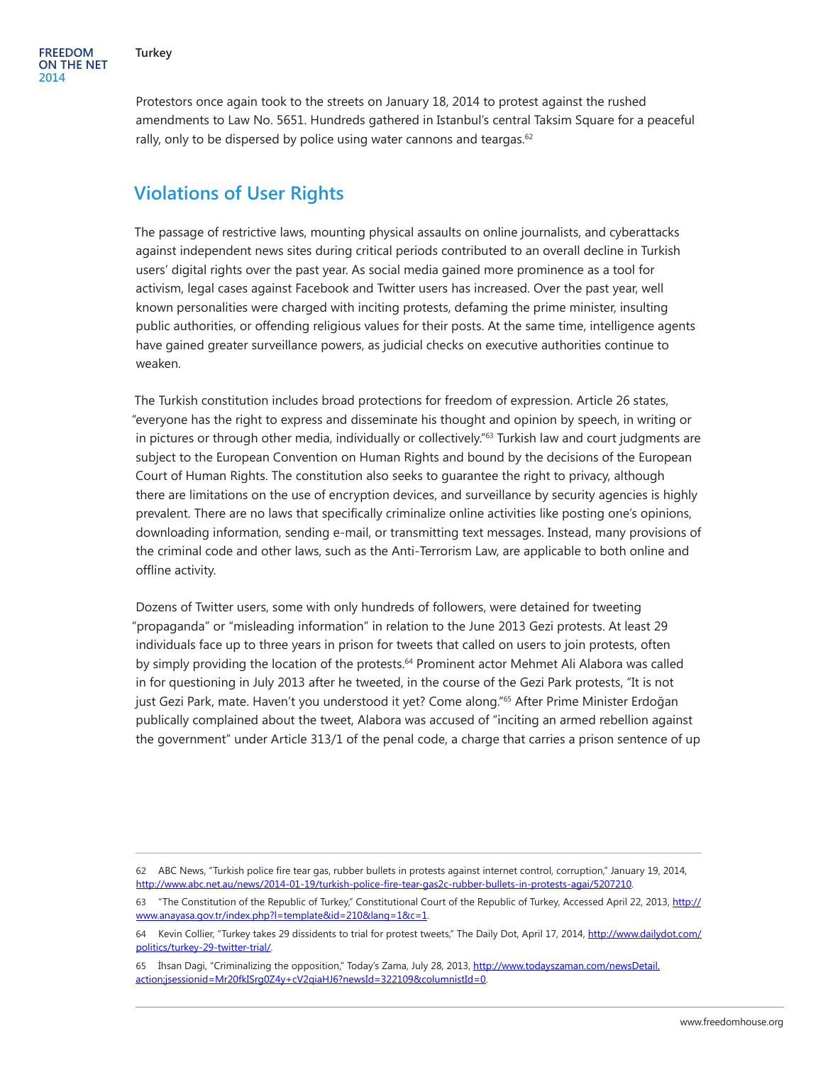Protestors once again took to the streets on January 18, 2014 to protest against the rushed amendments to Law No. 5651. Hundreds gathered in Istanbul's central Taksim Square for a peaceful rally, only to be dispersed by police using water cannons and teargas.[62]

## Violations of User Rights

The passage of restrictive laws, mounting physical assaults on online journalists, and cyberattacks against independent news sites during critical periods contributed to an overall decline in Turkish users' digital rights over the past year. As social media gained more prominence as a tool for activism, legal cases against Facebook and Twitter users has increased. Over the past year, well known personalities were charged with inciting protests, defaming the prime minister, insulting public authorities, or offending religious values for their posts. At the same time, intelligence agents have gained greater surveillance powers, as judicial checks on executive authorities continue to weaken.

The Turkish constitution includes broad protections for freedom of expression. Article 26 states, "everyone has the right to express and disseminate his thought and opinion by speech, in writing or in pictures or through other media, individually or collectively."[63] Turkish law and court judgments are subject to the European Convention on Human Rights and bound by the decisions of the European Court of Human Rights. The constitution also seeks to guarantee the right to privacy, although there are limitations on the use of encryption devices, and surveillance by security agencies is highly prevalent. There are no laws that specifically criminalize online activities like posting one's opinions, downloading information, sending e-mail, or transmitting text messages. Instead, many provisions of the criminal code and other laws, such as the Anti-Terrorism Law, are applicable to both online and offline activity.

Dozens of Twitter users, some with only hundreds of followers, were detained for tweeting "propaganda" or "misleading information" in relation to the June 2013 Gezi protests. At least 29 individuals face up to three years in prison for tweets that called on users to join protests, often by simply providing the location of the protests.[64] Prominent actor Mehmet Ali Alabora was called in for questioning in July 2013 after he tweeted, in the course of the Gezi Park protests, "It is not just Gezi Park, mate. Haven't you understood it yet? Come along."[65] After Prime Minister Erdoğan publically complained about the tweet, Alabora was accused of "inciting an armed rebellion against the government" under Article 313/1 of the penal code, a charge that carries a prison sentence of up

---

62 ABC News, "Turkish police fire tear gas, rubber bullets in protests against internet control, corruption," January 19, 2014, http://www.abc.net.au/news/2014-01-19/turkish-police-fire-tear-gas2c-rubber-bullets-in-protests-agai/5207210.

63 "The Constitution of the Republic of Turkey," Constitutional Court of the Republic of Turkey, Accessed April 22, 2013, http://www.anayasa.gov.tr/index.php?l=template&id=210&lang=1&c=1.

64 Kevin Collier, "Turkey takes 29 dissidents to trial for protest tweets," The Daily Dot, April 17, 2014, http://www.dailydot.com/politics/turkey-29-twitter-trial/.

65 İhsan Dagi, "Criminalizing the opposition," Today's Zama, July 28, 2013, http://www.todayszaman.com/newsDetail.action;jsessionid=Mr20fkISrg0Z4y+cV2qiaHJ6?newsId=322109&columnistId=0.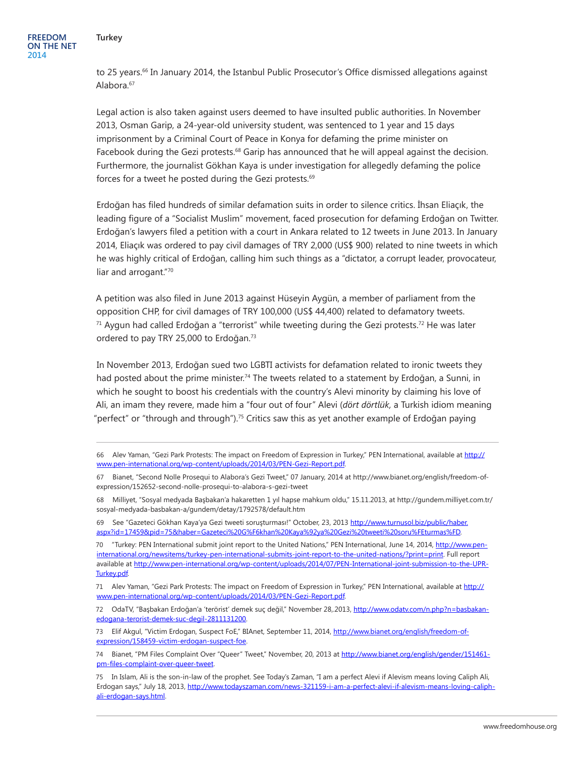to 25 years.[66] In January 2014, the Istanbul Public Prosecutor's Office dismissed allegations against Alabora.[67]

Legal action is also taken against users deemed to have insulted public authorities. In November 2013, Osman Garip, a 24-year-old university student, was sentenced to 1 year and 15 days imprisonment by a Criminal Court of Peace in Konya for defaming the prime minister on Facebook during the Gezi protests.[68] Garip has announced that he will appeal against the decision. Furthermore, the journalist Gökhan Kaya is under investigation for allegedly defaming the police forces for a tweet he posted during the Gezi protests.[69]

Erdoğan has filed hundreds of similar defamation suits in order to silence critics. İhsan Eliaçık, the leading figure of a "Socialist Muslim" movement, faced prosecution for defaming Erdoğan on Twitter. Erdoğan's lawyers filed a petition with a court in Ankara related to 12 tweets in June 2013. In January 2014, Eliaçık was ordered to pay civil damages of TRY 2,000 (US$ 900) related to nine tweets in which he was highly critical of Erdoğan, calling him such things as a "dictator, a corrupt leader, provocateur, liar and arrogant."[70]

A petition was also filed in June 2013 against Hüseyin Aygün, a member of parliament from the opposition CHP, for civil damages of TRY 100,000 (US$ 44,400) related to defamatory tweets.[71] Aygun had called Erdoğan a "terrorist" while tweeting during the Gezi protests.[72] He was later ordered to pay TRY 25,000 to Erdoğan.[73]

In November 2013, Erdoğan sued two LGBTI activists for defamation related to ironic tweets they had posted about the prime minister.[74] The tweets related to a statement by Erdoğan, a Sunni, in which he sought to boost his credentials with the country's Alevi minority by claiming his love of Ali, an imam they revere, made him a "four out of four" Alevi (*dört dörtlük,* a Turkish idiom meaning "perfect" or "through and through").[75] Critics saw this as yet another example of Erdoğan paying

---

66 Alev Yaman, "Gezi Park Protests: The impact on Freedom of Expression in Turkey," PEN International, available at http://www.pen-international.org/wp-content/uploads/2014/03/PEN-Gezi-Report.pdf.

67 Bianet, "Second Nolle Prosequi to Alabora's Gezi Tweet," 07 January, 2014 at http://www.bianet.org/english/freedom-of-expression/152652-second-nolle-prosequi-to-alabora-s-gezi-tweet

68 Milliyet, "Sosyal medyada Başbakan'a hakaretten 1 yıl hapse mahkum oldu," 15.11.2013, at http://gundem.milliyet.com.tr/sosyal-medyada-basbakan-a/gundem/detay/1792578/default.htm

69 See "Gazeteci Gökhan Kaya'ya Gezi tweeti soruşturması!" October, 23, 2013 http://www.turnusol.biz/public/haber.aspx?id=17459&pid=75&haber=Gazeteci%20G%F6khan%20Kaya%92ya%20Gezi%20tweeti%20soru%FEturmas%FD.

70 "Turkey: PEN International submit joint report to the United Nations," PEN International, June 14, 2014, http://www.pen-international.org/newsitems/turkey-pen-international-submits-joint-report-to-the-united-nations/?print=print. Full report available at http://www.pen-international.org/wp-content/uploads/2014/07/PEN-International-joint-submission-to-the-UPR-Turkey.pdf.

71 Alev Yaman, "Gezi Park Protests: The impact on Freedom of Expression in Turkey," PEN International, available at http://www.pen-international.org/wp-content/uploads/2014/03/PEN-Gezi-Report.pdf.

72 OdaTV, "Başbakan Erdoğan'a 'terörist' demek suç değil," November 28,.2013, http://www.odatv.com/n.php?n=basbakan-edogana-terorist-demek-suc-degil-2811131200.

73 Elif Akgul, "Victim Erdogan, Suspect FoE," BIAnet, September 11, 2014, http://www.bianet.org/english/freedom-of-expression/158459-victim-erdogan-suspect-foe.

74 Bianet, "PM Files Complaint Over "Queer" Tweet," November, 20, 2013 at http://www.bianet.org/english/gender/151461-pm-files-complaint-over-queer-tweet.

75 In Islam, Ali is the son-in-law of the prophet. See Today's Zaman, "I am a perfect Alevi if Alevism means loving Caliph Ali, Erdogan says," July 18, 2013, http://www.todayszaman.com/news-321159-i-am-a-perfect-alevi-if-alevism-means-loving-caliph-ali-erdogan-says.html.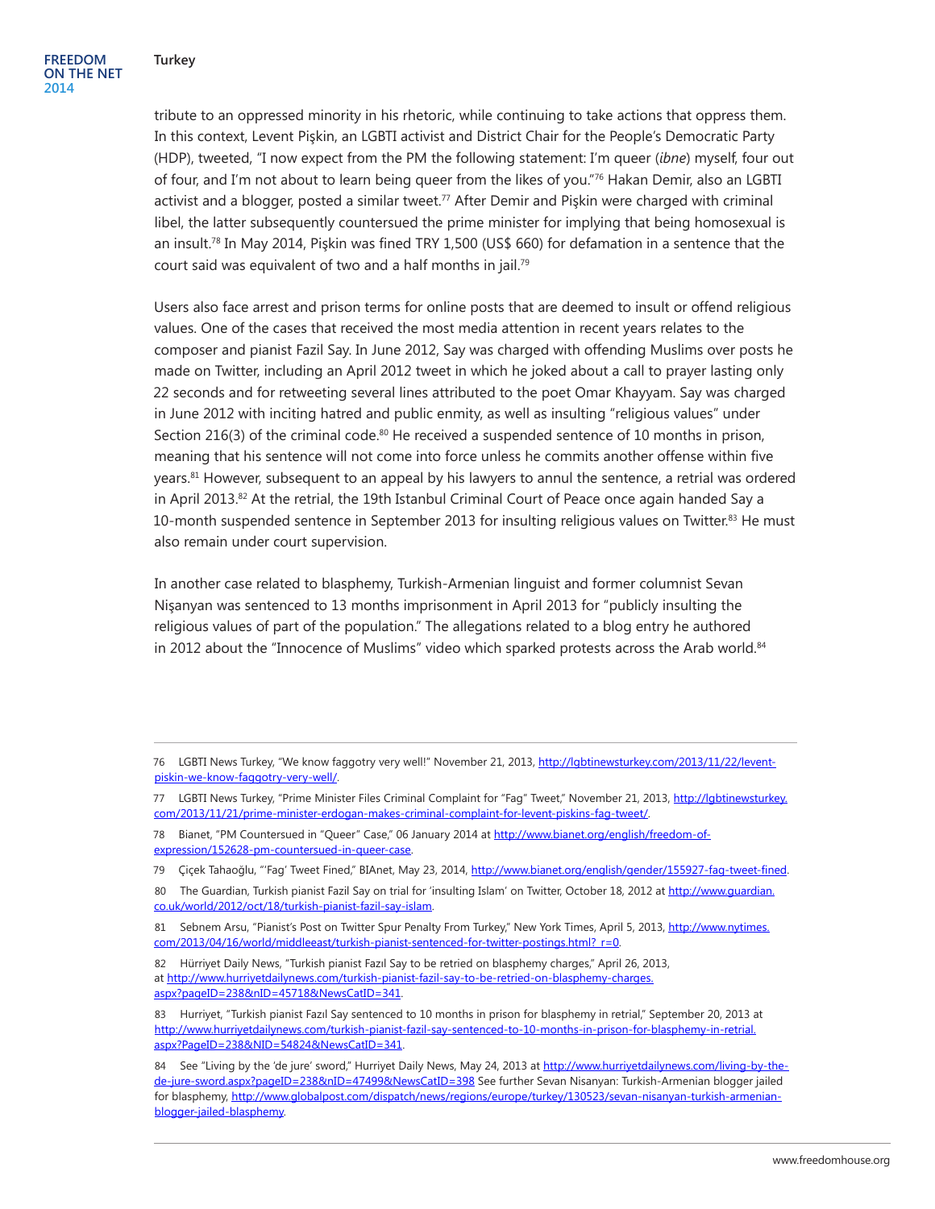tribute to an oppressed minority in his rhetoric, while continuing to take actions that oppress them. In this context, Levent Pişkin, an LGBTI activist and District Chair for the People's Democratic Party (HDP), tweeted, "I now expect from the PM the following statement: I'm queer (*ibne*) myself, four out of four, and I'm not about to learn being queer from the likes of you."[76] Hakan Demir, also an LGBTI activist and a blogger, posted a similar tweet.[77] After Demir and Pişkin were charged with criminal libel, the latter subsequently countersued the prime minister for implying that being homosexual is an insult.[78] In May 2014, Pişkin was fined TRY 1,500 (US$ 660) for defamation in a sentence that the court said was equivalent of two and a half months in jail.[79]

Users also face arrest and prison terms for online posts that are deemed to insult or offend religious values. One of the cases that received the most media attention in recent years relates to the composer and pianist Fazil Say. In June 2012, Say was charged with offending Muslims over posts he made on Twitter, including an April 2012 tweet in which he joked about a call to prayer lasting only 22 seconds and for retweeting several lines attributed to the poet Omar Khayyam. Say was charged in June 2012 with inciting hatred and public enmity, as well as insulting "religious values" under Section 216(3) of the criminal code.[80] He received a suspended sentence of 10 months in prison, meaning that his sentence will not come into force unless he commits another offense within five years.[81] However, subsequent to an appeal by his lawyers to annul the sentence, a retrial was ordered in April 2013.[82] At the retrial, the 19th Istanbul Criminal Court of Peace once again handed Say a 10-month suspended sentence in September 2013 for insulting religious values on Twitter.[83] He must also remain under court supervision.

In another case related to blasphemy, Turkish-Armenian linguist and former columnist Sevan Nişanyan was sentenced to 13 months imprisonment in April 2013 for "publicly insulting the religious values of part of the population." The allegations related to a blog entry he authored in 2012 about the "Innocence of Muslims" video which sparked protests across the Arab world.[84]

---

76 LGBTI News Turkey, "We know faggotry very well!" November 21, 2013, http://lgbtinewsturkey.com/2013/11/22/levent-piskin-we-know-faggotry-very-well/.

77 LGBTI News Turkey, "Prime Minister Files Criminal Complaint for "Fag" Tweet," November 21, 2013, http://lgbtinewsturkey.com/2013/11/21/prime-minister-erdogan-makes-criminal-complaint-for-levent-piskins-fag-tweet/.

78 Bianet, "PM Countersued in "Queer" Case," 06 January 2014 at http://www.bianet.org/english/freedom-of-expression/152628-pm-countersued-in-queer-case.

79 Çiçek Tahaoğlu, "'Fag' Tweet Fined," BIAnet, May 23, 2014, http://www.bianet.org/english/gender/155927-fag-tweet-fined.

80 The Guardian, Turkish pianist Fazil Say on trial for 'insulting Islam' on Twitter, October 18, 2012 at http://www.guardian.co.uk/world/2012/oct/18/turkish-pianist-fazil-say-islam.

81 Sebnem Arsu, "Pianist's Post on Twitter Spur Penalty From Turkey," New York Times, April 5, 2013, http://www.nytimes.com/2013/04/16/world/middleeast/turkish-pianist-sentenced-for-twitter-postings.html?_r=0.

82 Hürriyet Daily News, "Turkish pianist Fazıl Say to be retried on blasphemy charges," April 26, 2013, at http://www.hurriyetdailynews.com/turkish-pianist-fazil-say-to-be-retried-on-blasphemy-charges.aspx?pageID=238&nID=45718&NewsCatID=341.

83 Hurriyet, "Turkish pianist Fazıl Say sentenced to 10 months in prison for blasphemy in retrial," September 20, 2013 at http://www.hurriyetdailynews.com/turkish-pianist-fazil-say-sentenced-to-10-months-in-prison-for-blasphemy-in-retrial.aspx?PageID=238&NID=54824&NewsCatID=341.

84 See "Living by the 'de jure' sword," Hurriyet Daily News, May 24, 2013 at http://www.hurriyetdailynews.com/living-by-the-de-jure-sword.aspx?pageID=238&nID=47499&NewsCatID=398 See further Sevan Nisanyan: Turkish-Armenian blogger jailed for blasphemy, http://www.globalpost.com/dispatch/news/regions/europe/turkey/130523/sevan-nisanyan-turkish-armenian-blogger-jailed-blasphemy.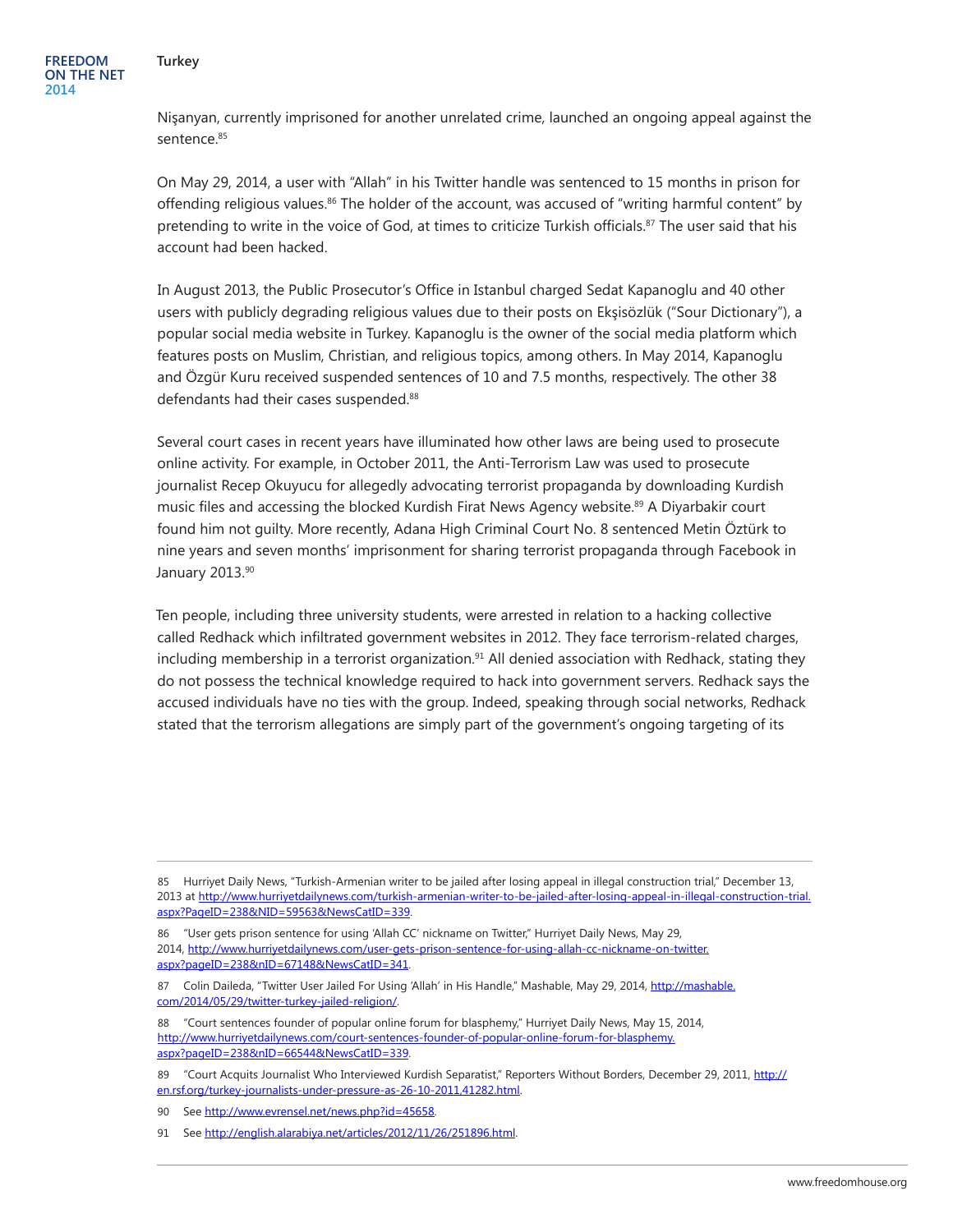Nişanyan, currently imprisoned for another unrelated crime, launched an ongoing appeal against the sentence.[85]

On May 29, 2014, a user with "Allah" in his Twitter handle was sentenced to 15 months in prison for offending religious values.[86] The holder of the account, was accused of "writing harmful content" by pretending to write in the voice of God, at times to criticize Turkish officials.[87] The user said that his account had been hacked.

In August 2013, the Public Prosecutor's Office in Istanbul charged Sedat Kapanoglu and 40 other users with publicly degrading religious values due to their posts on Ekşisözlük ("Sour Dictionary"), a popular social media website in Turkey. Kapanoglu is the owner of the social media platform which features posts on Muslim, Christian, and religious topics, among others. In May 2014, Kapanoglu and Özgür Kuru received suspended sentences of 10 and 7.5 months, respectively. The other 38 defendants had their cases suspended.[88]

Several court cases in recent years have illuminated how other laws are being used to prosecute online activity. For example, in October 2011, the Anti-Terrorism Law was used to prosecute journalist Recep Okuyucu for allegedly advocating terrorist propaganda by downloading Kurdish music files and accessing the blocked Kurdish Firat News Agency website.[89] A Diyarbakir court found him not guilty. More recently, Adana High Criminal Court No. 8 sentenced Metin Öztürk to nine years and seven months' imprisonment for sharing terrorist propaganda through Facebook in January 2013.[90]

Ten people, including three university students, were arrested in relation to a hacking collective called Redhack which infiltrated government websites in 2012. They face terrorism-related charges, including membership in a terrorist organization.[91] All denied association with Redhack, stating they do not possess the technical knowledge required to hack into government servers. Redhack says the accused individuals have no ties with the group. Indeed, speaking through social networks, Redhack stated that the terrorism allegations are simply part of the government's ongoing targeting of its

---

85 Hurriyet Daily News, "Turkish-Armenian writer to be jailed after losing appeal in illegal construction trial," December 13, 2013 at http://www.hurriyetdailynews.com/turkish-armenian-writer-to-be-jailed-after-losing-appeal-in-illegal-construction-trial.aspx?PageID=238&NID=59563&NewsCatID=339.

86 "User gets prison sentence for using 'Allah CC' nickname on Twitter," Hurriyet Daily News, May 29, 2014, http://www.hurriyetdailynews.com/user-gets-prison-sentence-for-using-allah-cc-nickname-on-twitter.aspx?pageID=238&nID=67148&NewsCatID=341.

87 Colin Daileda, "Twitter User Jailed For Using 'Allah' in His Handle," Mashable, May 29, 2014, http://mashable.com/2014/05/29/twitter-turkey-jailed-religion/.

88 "Court sentences founder of popular online forum for blasphemy," Hurriyet Daily News, May 15, 2014, http://www.hurriyetdailynews.com/court-sentences-founder-of-popular-online-forum-for-blasphemy.aspx?pageID=238&nID=66544&NewsCatID=339.

89 "Court Acquits Journalist Who Interviewed Kurdish Separatist," Reporters Without Borders, December 29, 2011, http://en.rsf.org/turkey-journalists-under-pressure-as-26-10-2011,41282.html.

90 See http://www.evrensel.net/news.php?id=45658.

91 See http://english.alarabiya.net/articles/2012/11/26/251896.html.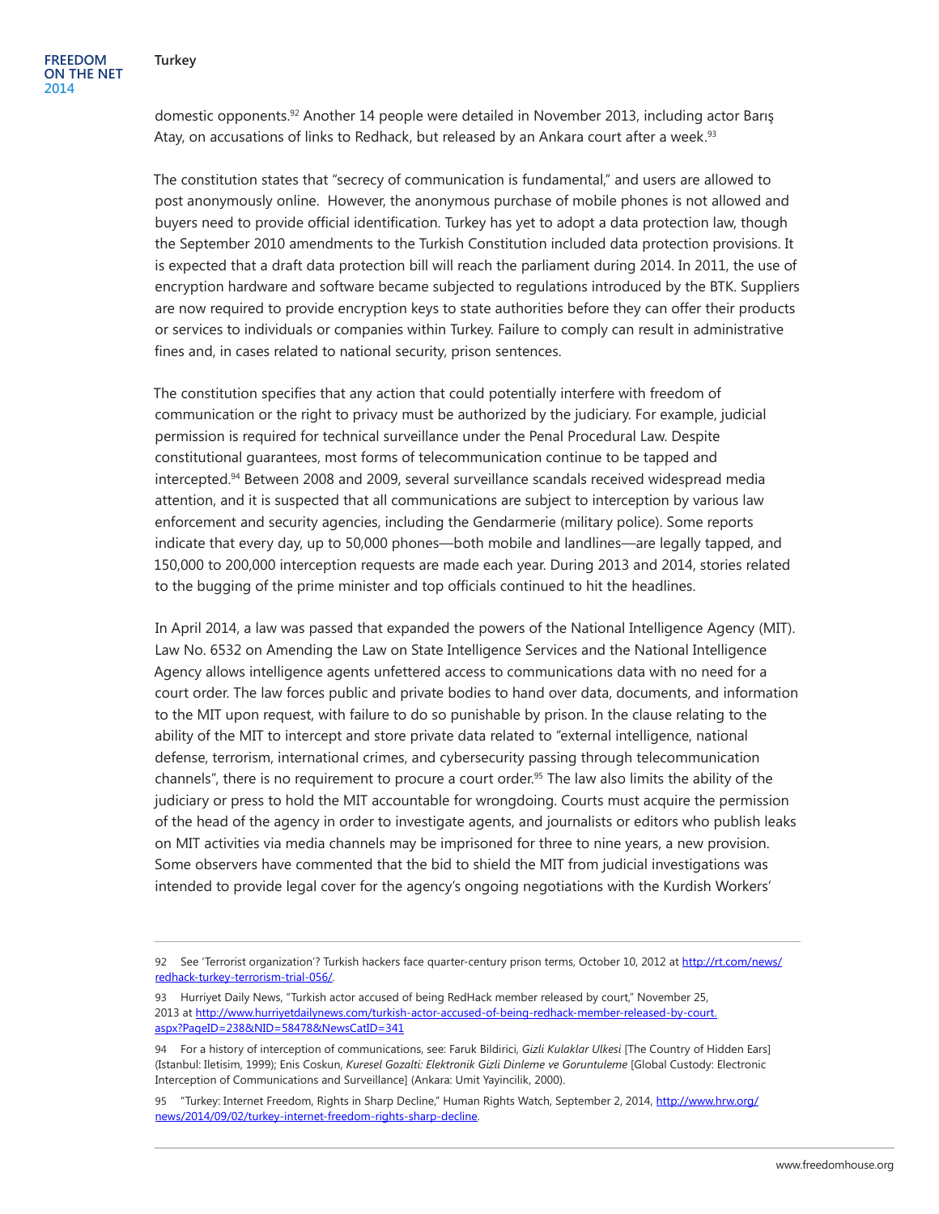domestic opponents.[92] Another 14 people were detailed in November 2013, including actor Barış Atay, on accusations of links to Redhack, but released by an Ankara court after a week.[93]

The constitution states that "secrecy of communication is fundamental," and users are allowed to post anonymously online. However, the anonymous purchase of mobile phones is not allowed and buyers need to provide official identification. Turkey has yet to adopt a data protection law, though the September 2010 amendments to the Turkish Constitution included data protection provisions. It is expected that a draft data protection bill will reach the parliament during 2014. In 2011, the use of encryption hardware and software became subjected to regulations introduced by the BTK. Suppliers are now required to provide encryption keys to state authorities before they can offer their products or services to individuals or companies within Turkey. Failure to comply can result in administrative fines and, in cases related to national security, prison sentences.

The constitution specifies that any action that could potentially interfere with freedom of communication or the right to privacy must be authorized by the judiciary. For example, judicial permission is required for technical surveillance under the Penal Procedural Law. Despite constitutional guarantees, most forms of telecommunication continue to be tapped and intercepted.[94] Between 2008 and 2009, several surveillance scandals received widespread media attention, and it is suspected that all communications are subject to interception by various law enforcement and security agencies, including the Gendarmerie (military police). Some reports indicate that every day, up to 50,000 phones—both mobile and landlines—are legally tapped, and 150,000 to 200,000 interception requests are made each year. During 2013 and 2014, stories related to the bugging of the prime minister and top officials continued to hit the headlines.

In April 2014, a law was passed that expanded the powers of the National Intelligence Agency (MIT). Law No. 6532 on Amending the Law on State Intelligence Services and the National Intelligence Agency allows intelligence agents unfettered access to communications data with no need for a court order. The law forces public and private bodies to hand over data, documents, and information to the MIT upon request, with failure to do so punishable by prison. In the clause relating to the ability of the MIT to intercept and store private data related to "external intelligence, national defense, terrorism, international crimes, and cybersecurity passing through telecommunication channels", there is no requirement to procure a court order.[95] The law also limits the ability of the judiciary or press to hold the MIT accountable for wrongdoing. Courts must acquire the permission of the head of the agency in order to investigate agents, and journalists or editors who publish leaks on MIT activities via media channels may be imprisoned for three to nine years, a new provision. Some observers have commented that the bid to shield the MIT from judicial investigations was intended to provide legal cover for the agency's ongoing negotiations with the Kurdish Workers'

---

92 See 'Terrorist organization'? Turkish hackers face quarter-century prison terms, October 10, 2012 at http://rt.com/news/redhack-turkey-terrorism-trial-056/.

93 Hurriyet Daily News, "Turkish actor accused of being RedHack member released by court," November 25, 2013 at http://www.hurriyetdailynews.com/turkish-actor-accused-of-being-redhack-member-released-by-court.aspx?PageID=238&NID=58478&NewsCatID=341

94 For a history of interception of communications, see: Faruk Bildirici, *Gizli Kulaklar Ulkesi* [The Country of Hidden Ears] (Istanbul: Iletisim, 1999); Enis Coskun, *Kuresel Gozalti: Elektronik Gizli Dinleme ve Goruntuleme* [Global Custody: Electronic Interception of Communications and Surveillance] (Ankara: Umit Yayincilik, 2000).

95 "Turkey: Internet Freedom, Rights in Sharp Decline," Human Rights Watch, September 2, 2014, http://www.hrw.org/news/2014/09/02/turkey-internet-freedom-rights-sharp-decline.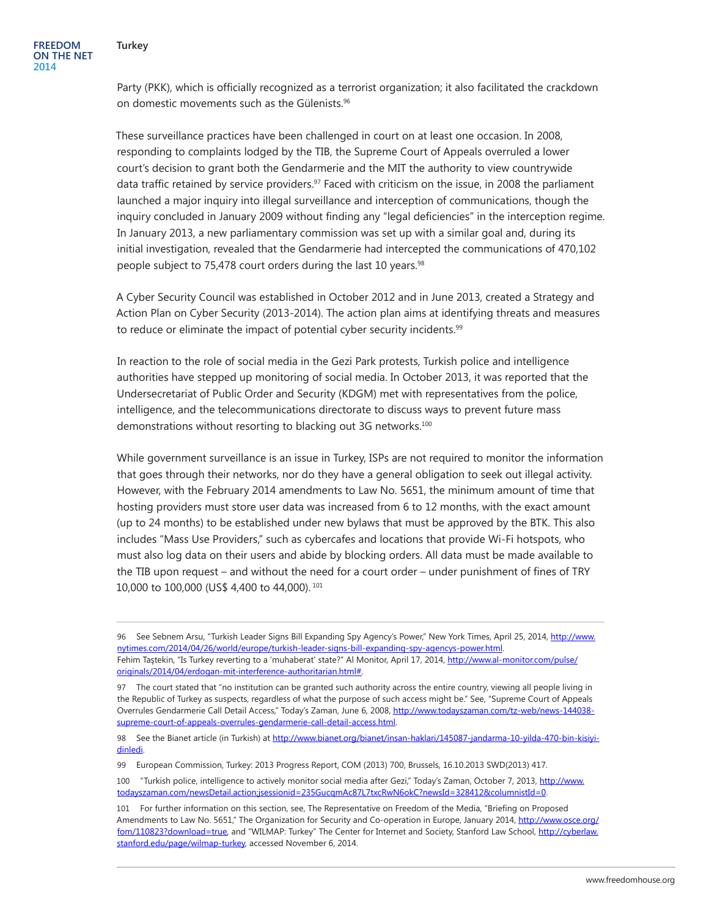Party (PKK), which is officially recognized as a terrorist organization; it also facilitated the crackdown on domestic movements such as the Gülenists.[96]

These surveillance practices have been challenged in court on at least one occasion. In 2008, responding to complaints lodged by the TIB, the Supreme Court of Appeals overruled a lower court's decision to grant both the Gendarmerie and the MIT the authority to view countrywide data traffic retained by service providers.[97] Faced with criticism on the issue, in 2008 the parliament launched a major inquiry into illegal surveillance and interception of communications, though the inquiry concluded in January 2009 without finding any "legal deficiencies" in the interception regime. In January 2013, a new parliamentary commission was set up with a similar goal and, during its initial investigation, revealed that the Gendarmerie had intercepted the communications of 470,102 people subject to 75,478 court orders during the last 10 years.[98]

A Cyber Security Council was established in October 2012 and in June 2013, created a Strategy and Action Plan on Cyber Security (2013-2014). The action plan aims at identifying threats and measures to reduce or eliminate the impact of potential cyber security incidents.[99]

In reaction to the role of social media in the Gezi Park protests, Turkish police and intelligence authorities have stepped up monitoring of social media. In October 2013, it was reported that the Undersecretariat of Public Order and Security (KDGM) met with representatives from the police, intelligence, and the telecommunications directorate to discuss ways to prevent future mass demonstrations without resorting to blacking out 3G networks.[100]

While government surveillance is an issue in Turkey, ISPs are not required to monitor the information that goes through their networks, nor do they have a general obligation to seek out illegal activity. However, with the February 2014 amendments to Law No. 5651, the minimum amount of time that hosting providers must store user data was increased from 6 to 12 months, with the exact amount (up to 24 months) to be established under new bylaws that must be approved by the BTK. This also includes "Mass Use Providers," such as cybercafes and locations that provide Wi-Fi hotspots, who must also log data on their users and abide by blocking orders. All data must be made available to the TIB upon request – and without the need for a court order – under punishment of fines of TRY 10,000 to 100,000 (US$ 4,400 to 44,000).[101]

---

96 See Sebnem Arsu, "Turkish Leader Signs Bill Expanding Spy Agency's Power," New York Times, April 25, 2014, http://www.nytimes.com/2014/04/26/world/europe/turkish-leader-signs-bill-expanding-spy-agencys-power.html. Fehim Taştekin, "Is Turkey reverting to a 'muhaberat' state?" Al Monitor, April 17, 2014, http://www.al-monitor.com/pulse/originals/2014/04/erdogan-mit-interference-authoritarian.html#.

97 The court stated that "no institution can be granted such authority across the entire country, viewing all people living in the Republic of Turkey as suspects, regardless of what the purpose of such access might be." See, "Supreme Court of Appeals Overrules Gendarmerie Call Detail Access," Today's Zaman, June 6, 2008, http://www.todayszaman.com/tz-web/news-144038-supreme-court-of-appeals-overrules-gendarmerie-call-detail-access.html.

98 See the Bianet article (in Turkish) at http://www.bianet.org/bianet/insan-haklari/145087-jandarma-10-yilda-470-bin-kisiyi-dinledi.

99 European Commission, Turkey: 2013 Progress Report, COM (2013) 700, Brussels, 16.10.2013 SWD(2013) 417.

100 "Turkish police, intelligence to actively monitor social media after Gezi," Today's Zaman, October 7, 2013, http://www.todayszaman.com/newsDetail.action;jsessionid=235GucqmAc87L7txcRwN6okC?newsId=328412&columnistId=0.

101 For further information on this section, see, The Representative on Freedom of the Media, "Briefing on Proposed Amendments to Law No. 5651," The Organization for Security and Co-operation in Europe, January 2014, http://www.osce.org/fom/110823?download=true, and "WILMAP: Turkey" The Center for Internet and Society, Stanford Law School, http://cyberlaw.stanford.edu/page/wilmap-turkey, accessed November 6, 2014.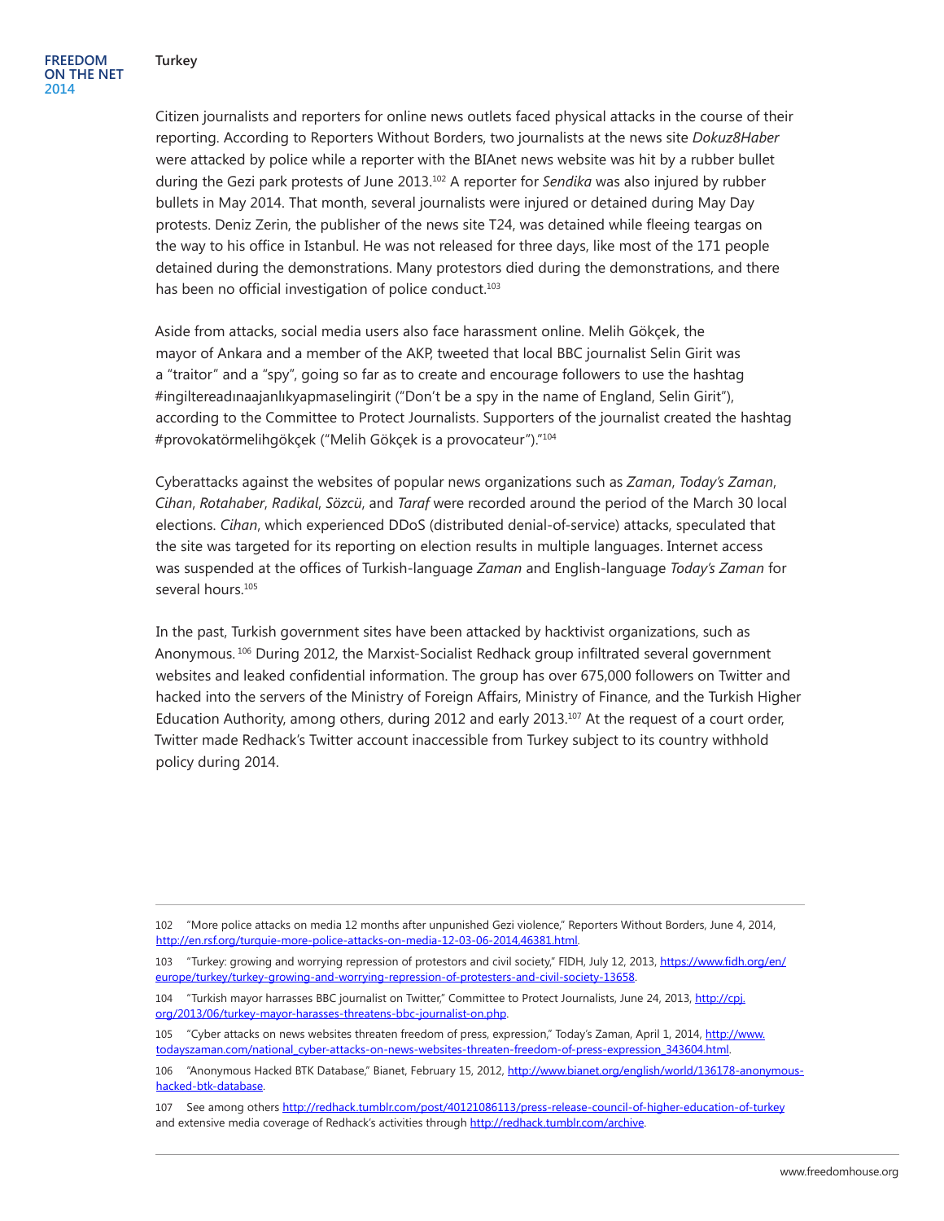Citizen journalists and reporters for online news outlets faced physical attacks in the course of their reporting. According to Reporters Without Borders, two journalists at the news site *Dokuz8Haber* were attacked by police while a reporter with the BIAnet news website was hit by a rubber bullet during the Gezi park protests of June 2013.[102] A reporter for *Sendika* was also injured by rubber bullets in May 2014. That month, several journalists were injured or detained during May Day protests. Deniz Zerin, the publisher of the news site T24, was detained while fleeing teargas on the way to his office in Istanbul. He was not released for three days, like most of the 171 people detained during the demonstrations. Many protestors died during the demonstrations, and there has been no official investigation of police conduct.[103]

Aside from attacks, social media users also face harassment online. Melih Gökçek, the mayor of Ankara and a member of the AKP, tweeted that local BBC journalist Selin Girit was a "traitor" and a "spy", going so far as to create and encourage followers to use the hashtag #ingiltereadınaajanlıkyapmaselingirit ("Don't be a spy in the name of England, Selin Girit"), according to the Committee to Protect Journalists. Supporters of the journalist created the hashtag #provokatörmelihgökçek ("Melih Gökçek is a provocateur")."[104]

Cyberattacks against the websites of popular news organizations such as *Zaman*, *Today's Zaman*, *Cihan*, *Rotahaber*, *Radikal*, *Sözcü*, and *Taraf* were recorded around the period of the March 30 local elections. *Cihan*, which experienced DDoS (distributed denial-of-service) attacks, speculated that the site was targeted for its reporting on election results in multiple languages. Internet access was suspended at the offices of Turkish-language *Zaman* and English-language *Today's Zaman* for several hours.[105]

In the past, Turkish government sites have been attacked by hacktivist organizations, such as Anonymous.[106] During 2012, the Marxist-Socialist Redhack group infiltrated several government websites and leaked confidential information. The group has over 675,000 followers on Twitter and hacked into the servers of the Ministry of Foreign Affairs, Ministry of Finance, and the Turkish Higher Education Authority, among others, during 2012 and early 2013.[107] At the request of a court order, Twitter made Redhack's Twitter account inaccessible from Turkey subject to its country withhold policy during 2014.

---

102 "More police attacks on media 12 months after unpunished Gezi violence," Reporters Without Borders, June 4, 2014, http://en.rsf.org/turquie-more-police-attacks-on-media-12-03-06-2014,46381.html.

103 "Turkey: growing and worrying repression of protestors and civil society," FIDH, July 12, 2013, https://www.fidh.org/en/europe/turkey/turkey-growing-and-worrying-repression-of-protesters-and-civil-society-13658.

104 "Turkish mayor harrasses BBC journalist on Twitter," Committee to Protect Journalists, June 24, 2013, http://cpj.org/2013/06/turkey-mayor-harasses-threatens-bbc-journalist-on.php.

105 "Cyber attacks on news websites threaten freedom of press, expression," Today's Zaman, April 1, 2014, http://www.todayszaman.com/national_cyber-attacks-on-news-websites-threaten-freedom-of-press-expression_343604.html.

106 "Anonymous Hacked BTK Database," Bianet, February 15, 2012, http://www.bianet.org/english/world/136178-anonymous-hacked-btk-database.

107 See among others http://redhack.tumblr.com/post/40121086113/press-release-council-of-higher-education-of-turkey and extensive media coverage of Redhack's activities through http://redhack.tumblr.com/archive.